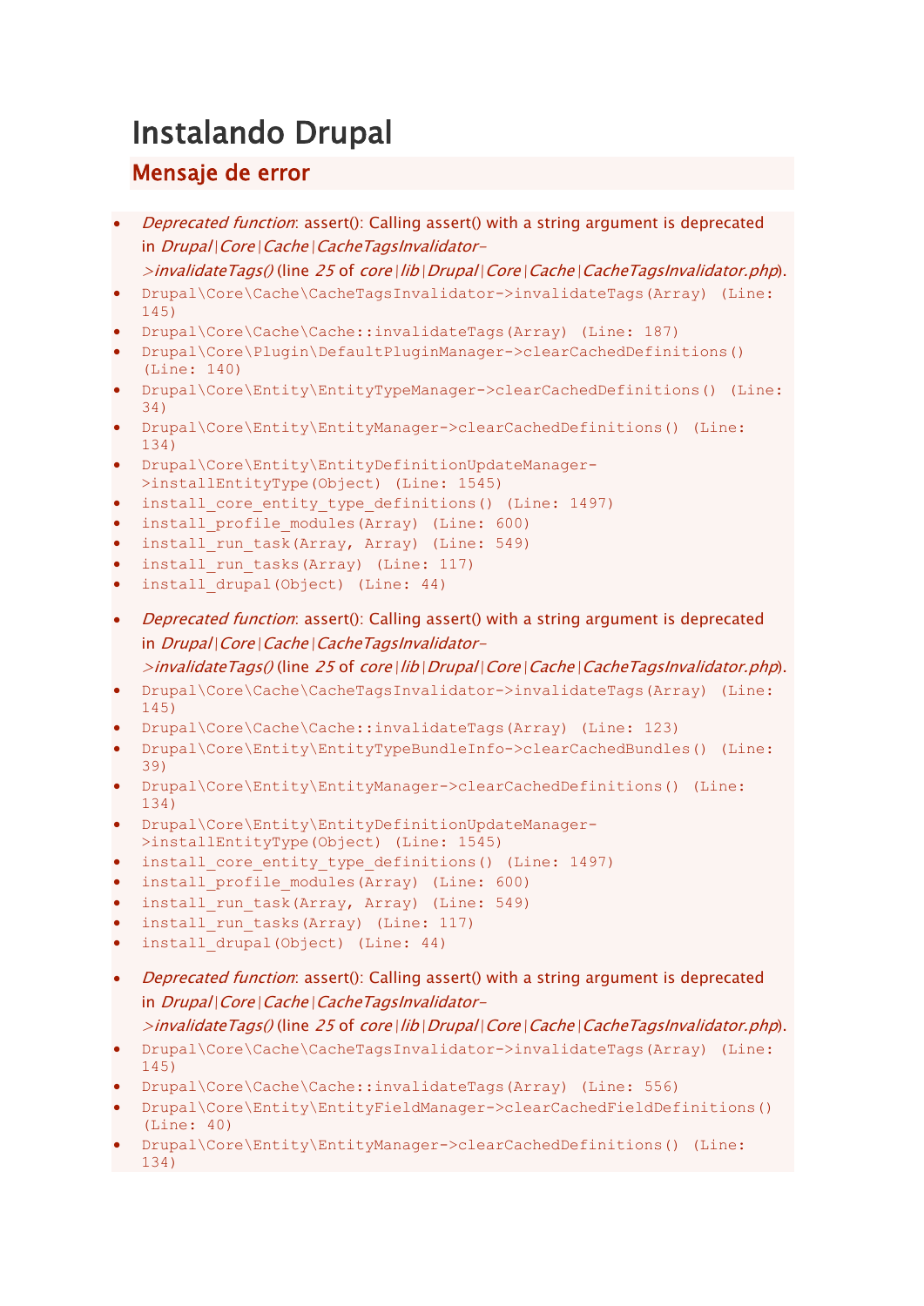# Instalando Drupal

## Mensaje de error

- *Deprecated function*: assert(): Calling assert() with a string argument is deprecated in *Drupal|Core|Cache|CacheTagsInvalidator->invalidateTags()* (line *25* of *core|lib|Drupal|Core|Cache|CacheTagsInvalidator.php*).
- `Drupal\Core\Cache\CacheTagsInvalidator->invalidateTags(Array) (Line: 145)`
- `Drupal\Core\Cache\Cache::invalidateTags(Array) (Line: 187)`
- `Drupal\Core\Plugin\DefaultPluginManager->clearCachedDefinitions() (Line: 140)`
- `Drupal\Core\Entity\EntityTypeManager->clearCachedDefinitions() (Line: 34)`
- `Drupal\Core\Entity\EntityManager->clearCachedDefinitions() (Line: 134)`
- `Drupal\Core\Entity\EntityDefinitionUpdateManager->installEntityType(Object) (Line: 1545)`
- `install_core_entity_type_definitions() (Line: 1497)`
- `install_profile_modules(Array) (Line: 600)`
- `install_run_task(Array, Array) (Line: 549)`
- `install_run_tasks(Array) (Line: 117)`
- `install_drupal(Object) (Line: 44)`

- *Deprecated function*: assert(): Calling assert() with a string argument is deprecated in *Drupal|Core|Cache|CacheTagsInvalidator->invalidateTags()* (line *25* of *core|lib|Drupal|Core|Cache|CacheTagsInvalidator.php*).
- `Drupal\Core\Cache\CacheTagsInvalidator->invalidateTags(Array) (Line: 145)`
- `Drupal\Core\Cache\Cache::invalidateTags(Array) (Line: 123)`
- `Drupal\Core\Entity\EntityTypeBundleInfo->clearCachedBundles() (Line: 39)`
- `Drupal\Core\Entity\EntityManager->clearCachedDefinitions() (Line: 134)`
- `Drupal\Core\Entity\EntityDefinitionUpdateManager->installEntityType(Object) (Line: 1545)`
- `install_core_entity_type_definitions() (Line: 1497)`
- `install_profile_modules(Array) (Line: 600)`
- `install_run_task(Array, Array) (Line: 549)`
- `install_run_tasks(Array) (Line: 117)`
- `install_drupal(Object) (Line: 44)`

- *Deprecated function*: assert(): Calling assert() with a string argument is deprecated in *Drupal|Core|Cache|CacheTagsInvalidator->invalidateTags()* (line *25* of *core|lib|Drupal|Core|Cache|CacheTagsInvalidator.php*).
- `Drupal\Core\Cache\CacheTagsInvalidator->invalidateTags(Array) (Line: 145)`
- `Drupal\Core\Cache\Cache::invalidateTags(Array) (Line: 556)`
- `Drupal\Core\Entity\EntityFieldManager->clearCachedFieldDefinitions() (Line: 40)`
- `Drupal\Core\Entity\EntityManager->clearCachedDefinitions() (Line: 134)`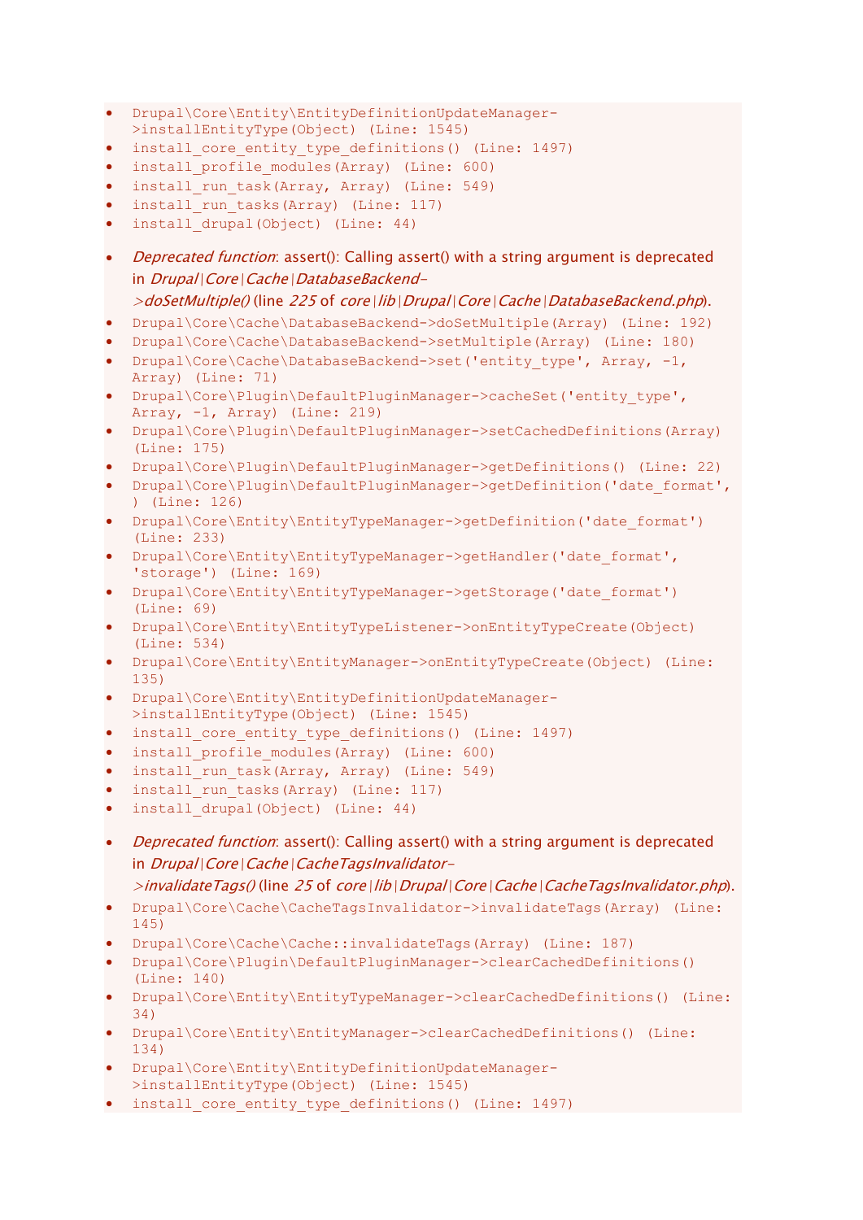- `Drupal\Core\Entity\EntityDefinitionUpdateManager->installEntityType(Object) (Line: 1545)`
- `install_core_entity_type_definitions() (Line: 1497)`
- `install_profile_modules(Array) (Line: 600)`
- `install_run_task(Array, Array) (Line: 549)`
- `install_run_tasks(Array) (Line: 117)`
- `install_drupal(Object) (Line: 44)`

- *Deprecated function*: assert(): Calling assert() with a string argument is deprecated in *Drupal\Core\Cache\DatabaseBackend->doSetMultiple()* (line *225* of *core\lib\Drupal\Core\Cache\DatabaseBackend.php*).
- `Drupal\Core\Cache\DatabaseBackend->doSetMultiple(Array) (Line: 192)`
- `Drupal\Core\Cache\DatabaseBackend->setMultiple(Array) (Line: 180)`
- `Drupal\Core\Cache\DatabaseBackend->set('entity_type', Array, -1, Array) (Line: 71)`
- `Drupal\Core\Plugin\DefaultPluginManager->cacheSet('entity_type', Array, -1, Array) (Line: 219)`
- `Drupal\Core\Plugin\DefaultPluginManager->setCachedDefinitions(Array) (Line: 175)`
- `Drupal\Core\Plugin\DefaultPluginManager->getDefinitions() (Line: 22)`
- `Drupal\Core\Plugin\DefaultPluginManager->getDefinition('date_format', ) (Line: 126)`
- `Drupal\Core\Entity\EntityTypeManager->getDefinition('date_format') (Line: 233)`
- `Drupal\Core\Entity\EntityTypeManager->getHandler('date_format', 'storage') (Line: 169)`
- `Drupal\Core\Entity\EntityTypeManager->getStorage('date_format') (Line: 69)`
- `Drupal\Core\Entity\EntityTypeListener->onEntityTypeCreate(Object) (Line: 534)`
- `Drupal\Core\Entity\EntityManager->onEntityTypeCreate(Object) (Line: 135)`
- `Drupal\Core\Entity\EntityDefinitionUpdateManager->installEntityType(Object) (Line: 1545)`
- `install_core_entity_type_definitions() (Line: 1497)`
- `install_profile_modules(Array) (Line: 600)`
- `install_run_task(Array, Array) (Line: 549)`
- `install_run_tasks(Array) (Line: 117)`
- `install_drupal(Object) (Line: 44)`

- *Deprecated function*: assert(): Calling assert() with a string argument is deprecated in *Drupal\Core\Cache\CacheTagsInvalidator->invalidateTags()* (line *25* of *core\lib\Drupal\Core\Cache\CacheTagsInvalidator.php*).
- `Drupal\Core\Cache\CacheTagsInvalidator->invalidateTags(Array) (Line: 145)`
- `Drupal\Core\Cache\Cache::invalidateTags(Array) (Line: 187)`
- `Drupal\Core\Plugin\DefaultPluginManager->clearCachedDefinitions() (Line: 140)`
- `Drupal\Core\Entity\EntityTypeManager->clearCachedDefinitions() (Line: 34)`
- `Drupal\Core\Entity\EntityManager->clearCachedDefinitions() (Line: 134)`
- `Drupal\Core\Entity\EntityDefinitionUpdateManager->installEntityType(Object) (Line: 1545)`
- `install_core_entity_type_definitions() (Line: 1497)`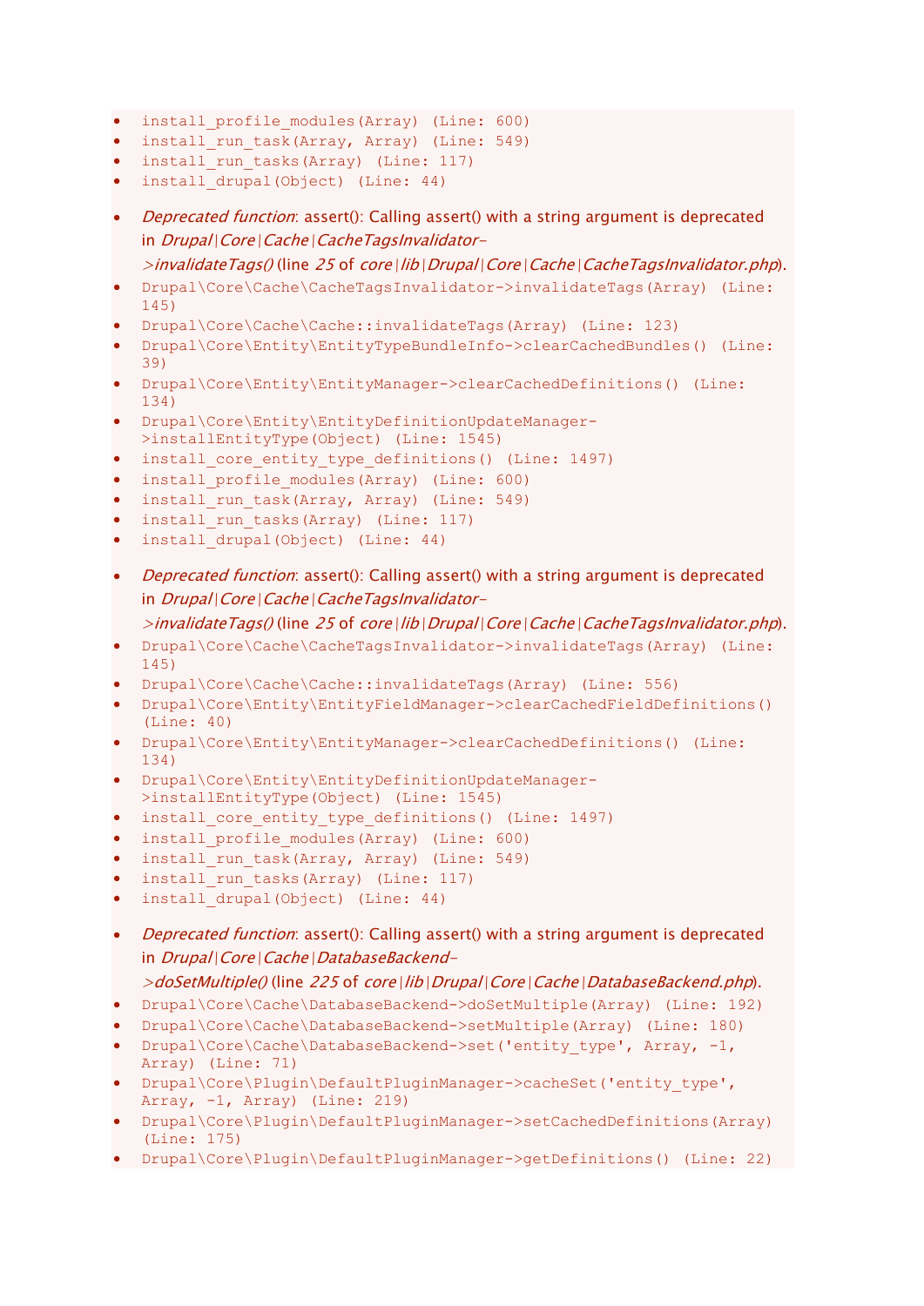- `install_profile_modules(Array) (Line: 600)`
- `install_run_task(Array, Array) (Line: 549)`
- `install_run_tasks(Array) (Line: 117)`
- `install_drupal(Object) (Line: 44)`

- *Deprecated function*: assert(): Calling assert() with a string argument is deprecated in *Drupal|Core|Cache|CacheTagsInvalidator->invalidateTags()* (line *25* of *core|lib|Drupal|Core|Cache|CacheTagsInvalidator.php*).
- `Drupal\Core\Cache\CacheTagsInvalidator->invalidateTags(Array) (Line: 145)`
- `Drupal\Core\Cache\Cache::invalidateTags(Array) (Line: 123)`
- `Drupal\Core\Entity\EntityTypeBundleInfo->clearCachedBundles() (Line: 39)`
- `Drupal\Core\Entity\EntityManager->clearCachedDefinitions() (Line: 134)`
- `Drupal\Core\Entity\EntityDefinitionUpdateManager->installEntityType(Object) (Line: 1545)`
- `install_core_entity_type_definitions() (Line: 1497)`
- `install_profile_modules(Array) (Line: 600)`
- `install_run_task(Array, Array) (Line: 549)`
- `install_run_tasks(Array) (Line: 117)`
- `install_drupal(Object) (Line: 44)`

- *Deprecated function*: assert(): Calling assert() with a string argument is deprecated in *Drupal|Core|Cache|CacheTagsInvalidator->invalidateTags()* (line *25* of *core|lib|Drupal|Core|Cache|CacheTagsInvalidator.php*).
- `Drupal\Core\Cache\CacheTagsInvalidator->invalidateTags(Array) (Line: 145)`
- `Drupal\Core\Cache\Cache::invalidateTags(Array) (Line: 556)`
- `Drupal\Core\Entity\EntityFieldManager->clearCachedFieldDefinitions() (Line: 40)`
- `Drupal\Core\Entity\EntityManager->clearCachedDefinitions() (Line: 134)`
- `Drupal\Core\Entity\EntityDefinitionUpdateManager->installEntityType(Object) (Line: 1545)`
- `install_core_entity_type_definitions() (Line: 1497)`
- `install_profile_modules(Array) (Line: 600)`
- `install_run_task(Array, Array) (Line: 549)`
- `install_run_tasks(Array) (Line: 117)`
- `install_drupal(Object) (Line: 44)`

- *Deprecated function*: assert(): Calling assert() with a string argument is deprecated in *Drupal|Core|Cache|DatabaseBackend->doSetMultiple()* (line *225* of *core|lib|Drupal|Core|Cache|DatabaseBackend.php*).
- `Drupal\Core\Cache\DatabaseBackend->doSetMultiple(Array) (Line: 192)`
- `Drupal\Core\Cache\DatabaseBackend->setMultiple(Array) (Line: 180)`
- `Drupal\Core\Cache\DatabaseBackend->set('entity_type', Array, -1, Array) (Line: 71)`
- `Drupal\Core\Plugin\DefaultPluginManager->cacheSet('entity_type', Array, -1, Array) (Line: 219)`
- `Drupal\Core\Plugin\DefaultPluginManager->setCachedDefinitions(Array) (Line: 175)`
- `Drupal\Core\Plugin\DefaultPluginManager->getDefinitions() (Line: 22)`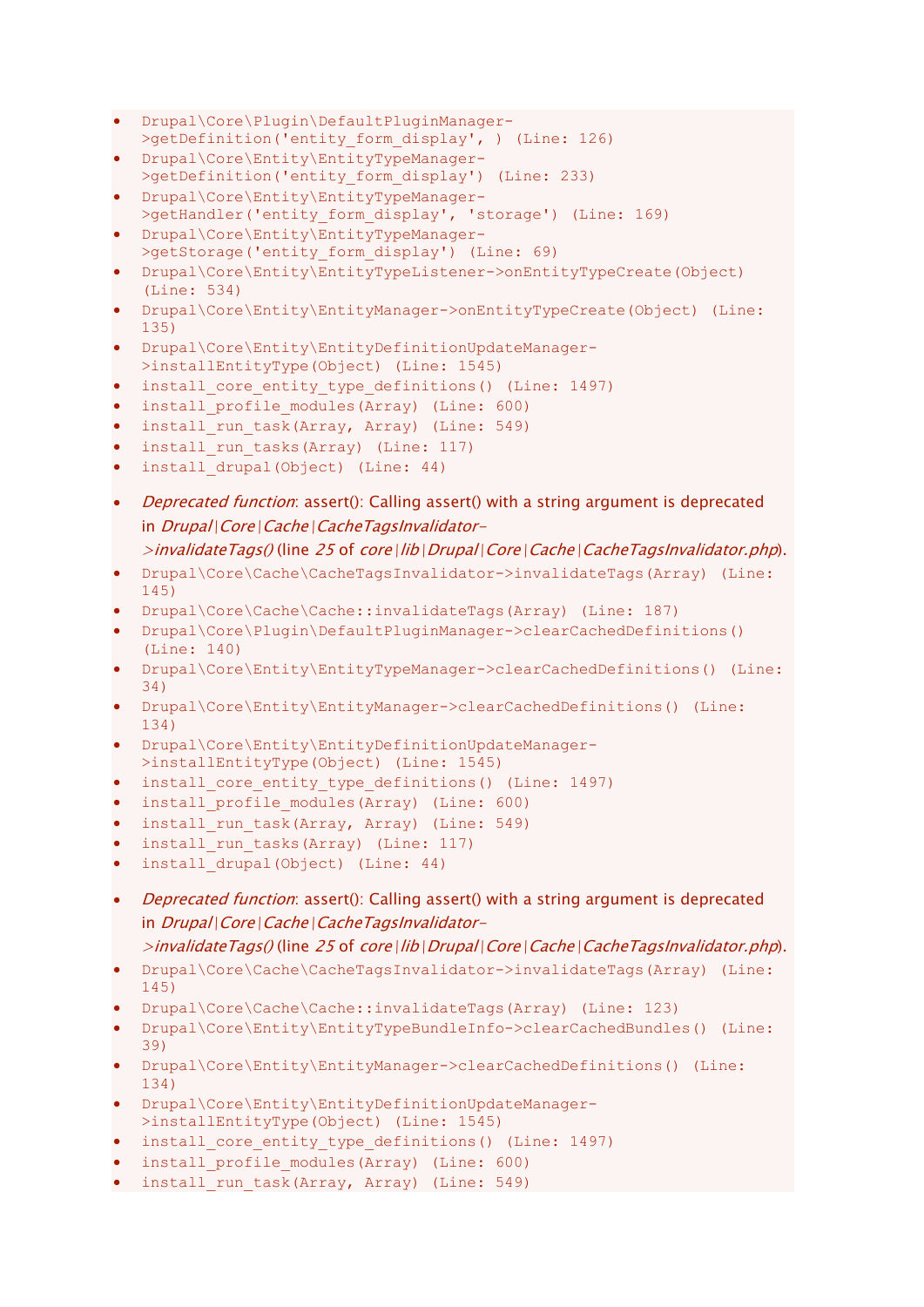- `Drupal\Core\Plugin\DefaultPluginManager->getDefinition('entity_form_display', ) (Line: 126)`
- `Drupal\Core\Entity\EntityTypeManager->getDefinition('entity_form_display') (Line: 233)`
- `Drupal\Core\Entity\EntityTypeManager->getHandler('entity_form_display', 'storage') (Line: 169)`
- `Drupal\Core\Entity\EntityTypeManager->getStorage('entity_form_display') (Line: 69)`
- `Drupal\Core\Entity\EntityTypeListener->onEntityTypeCreate(Object) (Line: 534)`
- `Drupal\Core\Entity\EntityManager->onEntityTypeCreate(Object) (Line: 135)`
- `Drupal\Core\Entity\EntityDefinitionUpdateManager->installEntityType(Object) (Line: 1545)`
- `install_core_entity_type_definitions() (Line: 1497)`
- `install_profile_modules(Array) (Line: 600)`
- `install_run_task(Array, Array) (Line: 549)`
- `install_run_tasks(Array) (Line: 117)`
- `install_drupal(Object) (Line: 44)`

- *Deprecated function*: assert(): Calling assert() with a string argument is deprecated in *Drupal|Core|Cache|CacheTagsInvalidator->invalidateTags()* (line *25* of *core|lib|Drupal|Core|Cache|CacheTagsInvalidator.php*).
- `Drupal\Core\Cache\CacheTagsInvalidator->invalidateTags(Array) (Line: 145)`
- `Drupal\Core\Cache\Cache::invalidateTags(Array) (Line: 187)`
- `Drupal\Core\Plugin\DefaultPluginManager->clearCachedDefinitions() (Line: 140)`
- `Drupal\Core\Entity\EntityTypeManager->clearCachedDefinitions() (Line: 34)`
- `Drupal\Core\Entity\EntityManager->clearCachedDefinitions() (Line: 134)`
- `Drupal\Core\Entity\EntityDefinitionUpdateManager->installEntityType(Object) (Line: 1545)`
- `install_core_entity_type_definitions() (Line: 1497)`
- `install_profile_modules(Array) (Line: 600)`
- `install_run_task(Array, Array) (Line: 549)`
- `install_run_tasks(Array) (Line: 117)`
- `install_drupal(Object) (Line: 44)`

- *Deprecated function*: assert(): Calling assert() with a string argument is deprecated in *Drupal|Core|Cache|CacheTagsInvalidator->invalidateTags()* (line *25* of *core|lib|Drupal|Core|Cache|CacheTagsInvalidator.php*).
- `Drupal\Core\Cache\CacheTagsInvalidator->invalidateTags(Array) (Line: 145)`
- `Drupal\Core\Cache\Cache::invalidateTags(Array) (Line: 123)`
- `Drupal\Core\Entity\EntityTypeBundleInfo->clearCachedBundles() (Line: 39)`
- `Drupal\Core\Entity\EntityManager->clearCachedDefinitions() (Line: 134)`
- `Drupal\Core\Entity\EntityDefinitionUpdateManager->installEntityType(Object) (Line: 1545)`
- `install_core_entity_type_definitions() (Line: 1497)`
- `install_profile_modules(Array) (Line: 600)`
- `install_run_task(Array, Array) (Line: 549)`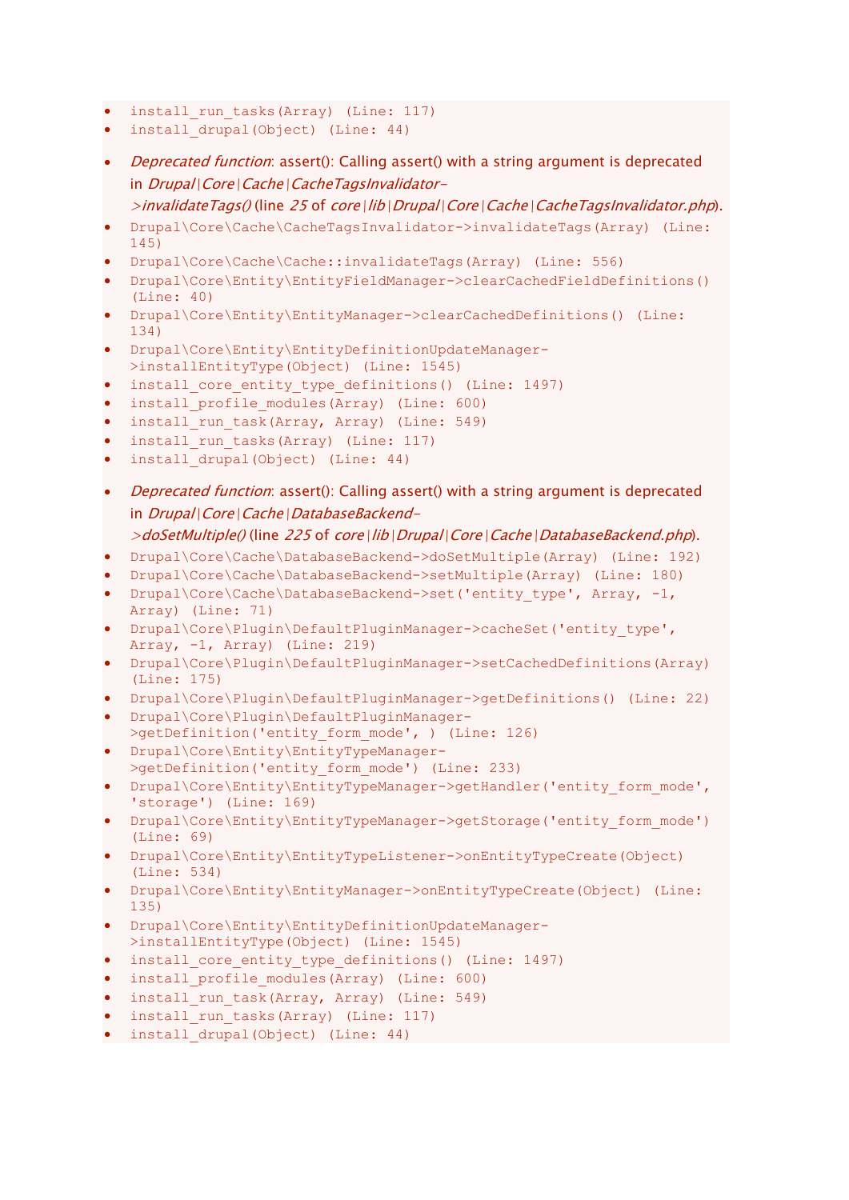- `install_run_tasks(Array) (Line: 117)`
- `install_drupal(Object) (Line: 44)`
- *Deprecated function*: assert(): Calling assert() with a string argument is deprecated in *Drupal|Core|Cache|CacheTagsInvalidator->invalidateTags()* (line *25* of *core|lib|Drupal|Core|Cache|CacheTagsInvalidator.php*).
- `Drupal\Core\Cache\CacheTagsInvalidator->invalidateTags(Array) (Line: 145)`
- `Drupal\Core\Cache\Cache::invalidateTags(Array) (Line: 556)`
- `Drupal\Core\Entity\EntityFieldManager->clearCachedFieldDefinitions() (Line: 40)`
- `Drupal\Core\Entity\EntityManager->clearCachedDefinitions() (Line: 134)`
- `Drupal\Core\Entity\EntityDefinitionUpdateManager->installEntityType(Object) (Line: 1545)`
- `install_core_entity_type_definitions() (Line: 1497)`
- `install_profile_modules(Array) (Line: 600)`
- `install_run_task(Array, Array) (Line: 549)`
- `install_run_tasks(Array) (Line: 117)`
- `install_drupal(Object) (Line: 44)`
- *Deprecated function*: assert(): Calling assert() with a string argument is deprecated in *Drupal|Core|Cache|DatabaseBackend->doSetMultiple()* (line *225* of *core|lib|Drupal|Core|Cache|DatabaseBackend.php*).
- `Drupal\Core\Cache\DatabaseBackend->doSetMultiple(Array) (Line: 192)`
- `Drupal\Core\Cache\DatabaseBackend->setMultiple(Array) (Line: 180)`
- `Drupal\Core\Cache\DatabaseBackend->set('entity_type', Array, -1, Array) (Line: 71)`
- `Drupal\Core\Plugin\DefaultPluginManager->cacheSet('entity_type', Array, -1, Array) (Line: 219)`
- `Drupal\Core\Plugin\DefaultPluginManager->setCachedDefinitions(Array) (Line: 175)`
- `Drupal\Core\Plugin\DefaultPluginManager->getDefinitions() (Line: 22)`
- `Drupal\Core\Plugin\DefaultPluginManager->getDefinition('entity_form_mode', ) (Line: 126)`
- `Drupal\Core\Entity\EntityTypeManager->getDefinition('entity_form_mode') (Line: 233)`
- `Drupal\Core\Entity\EntityTypeManager->getHandler('entity_form_mode', 'storage') (Line: 169)`
- `Drupal\Core\Entity\EntityTypeManager->getStorage('entity_form_mode') (Line: 69)`
- `Drupal\Core\Entity\EntityTypeListener->onEntityTypeCreate(Object) (Line: 534)`
- `Drupal\Core\Entity\EntityManager->onEntityTypeCreate(Object) (Line: 135)`
- `Drupal\Core\Entity\EntityDefinitionUpdateManager->installEntityType(Object) (Line: 1545)`
- `install_core_entity_type_definitions() (Line: 1497)`
- `install_profile_modules(Array) (Line: 600)`
- `install_run_task(Array, Array) (Line: 549)`
- `install_run_tasks(Array) (Line: 117)`
- `install_drupal(Object) (Line: 44)`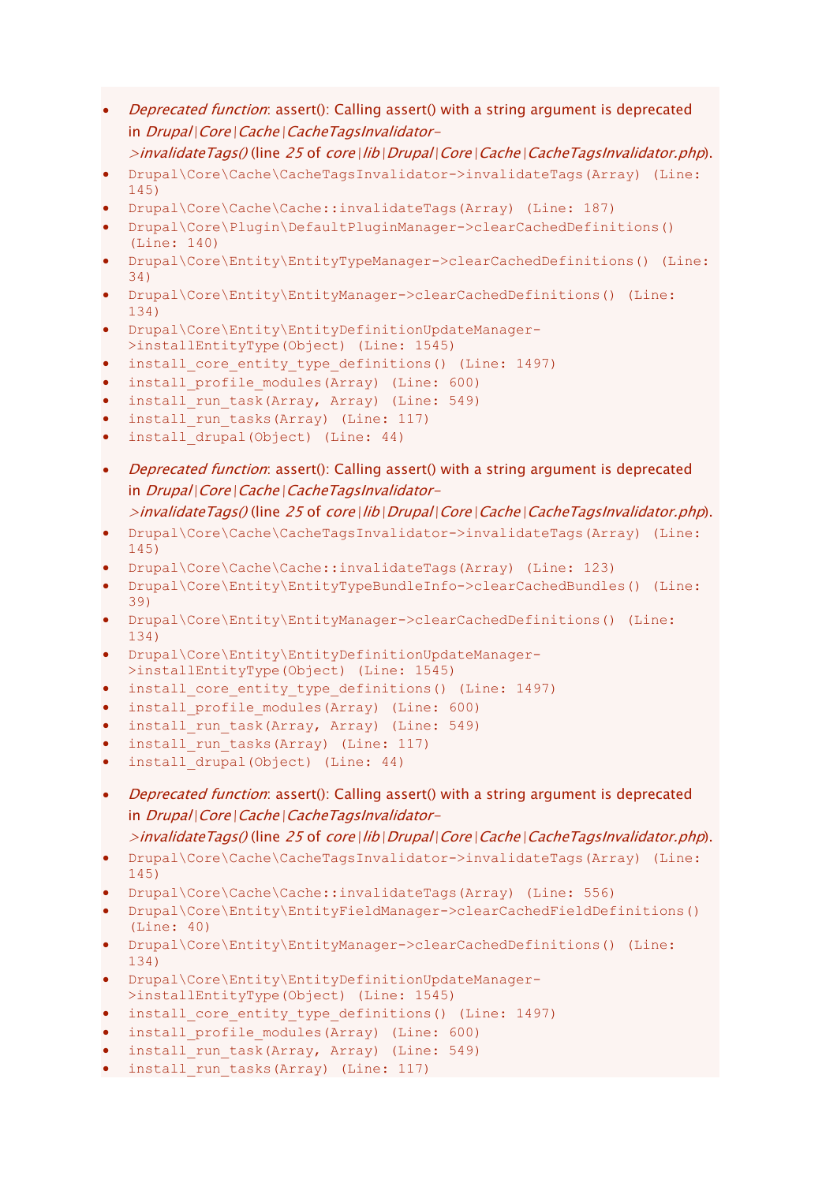- *Deprecated function*: assert(): Calling assert() with a string argument is deprecated in *Drupal|Core|Cache|CacheTagsInvalidator->invalidateTags()* (line *25* of *core|lib|Drupal|Core|Cache|CacheTagsInvalidator.php*).
- `Drupal\Core\Cache\CacheTagsInvalidator->invalidateTags(Array) (Line: 145)`
- `Drupal\Core\Cache\Cache::invalidateTags(Array) (Line: 187)`
- `Drupal\Core\Plugin\DefaultPluginManager->clearCachedDefinitions() (Line: 140)`
- `Drupal\Core\Entity\EntityTypeManager->clearCachedDefinitions() (Line: 34)`
- `Drupal\Core\Entity\EntityManager->clearCachedDefinitions() (Line: 134)`
- `Drupal\Core\Entity\EntityDefinitionUpdateManager->installEntityType(Object) (Line: 1545)`
- `install_core_entity_type_definitions() (Line: 1497)`
- `install_profile_modules(Array) (Line: 600)`
- `install_run_task(Array, Array) (Line: 549)`
- `install_run_tasks(Array) (Line: 117)`
- `install_drupal(Object) (Line: 44)`

- *Deprecated function*: assert(): Calling assert() with a string argument is deprecated in *Drupal|Core|Cache|CacheTagsInvalidator->invalidateTags()* (line *25* of *core|lib|Drupal|Core|Cache|CacheTagsInvalidator.php*).
- `Drupal\Core\Cache\CacheTagsInvalidator->invalidateTags(Array) (Line: 145)`
- `Drupal\Core\Cache\Cache::invalidateTags(Array) (Line: 123)`
- `Drupal\Core\Entity\EntityTypeBundleInfo->clearCachedBundles() (Line: 39)`
- `Drupal\Core\Entity\EntityManager->clearCachedDefinitions() (Line: 134)`
- `Drupal\Core\Entity\EntityDefinitionUpdateManager->installEntityType(Object) (Line: 1545)`
- `install_core_entity_type_definitions() (Line: 1497)`
- `install_profile_modules(Array) (Line: 600)`
- `install_run_task(Array, Array) (Line: 549)`
- `install_run_tasks(Array) (Line: 117)`
- `install_drupal(Object) (Line: 44)`

- *Deprecated function*: assert(): Calling assert() with a string argument is deprecated in *Drupal|Core|Cache|CacheTagsInvalidator->invalidateTags()* (line *25* of *core|lib|Drupal|Core|Cache|CacheTagsInvalidator.php*).
- `Drupal\Core\Cache\CacheTagsInvalidator->invalidateTags(Array) (Line: 145)`
- `Drupal\Core\Cache\Cache::invalidateTags(Array) (Line: 556)`
- `Drupal\Core\Entity\EntityFieldManager->clearCachedFieldDefinitions() (Line: 40)`
- `Drupal\Core\Entity\EntityManager->clearCachedDefinitions() (Line: 134)`
- `Drupal\Core\Entity\EntityDefinitionUpdateManager->installEntityType(Object) (Line: 1545)`
- `install_core_entity_type_definitions() (Line: 1497)`
- `install_profile_modules(Array) (Line: 600)`
- `install_run_task(Array, Array) (Line: 549)`
- `install_run_tasks(Array) (Line: 117)`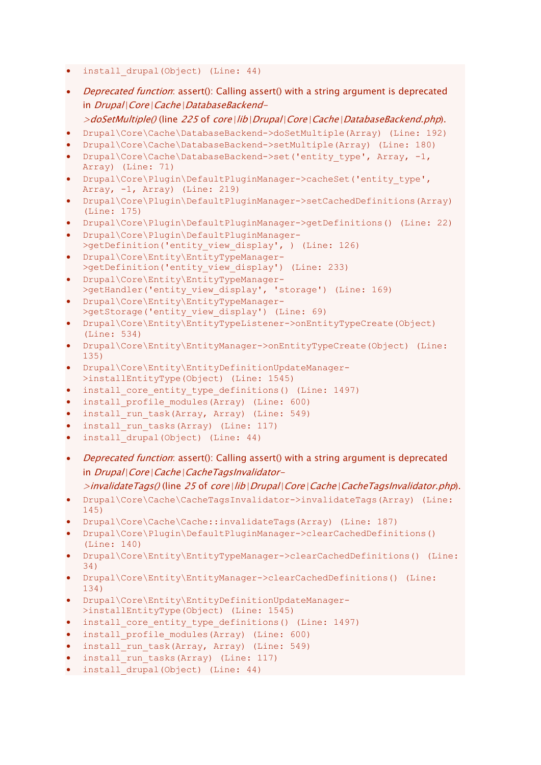- `install_drupal(Object) (Line: 44)`

- *Deprecated function*: assert(): Calling assert() with a string argument is deprecated in *Drupal|Core|Cache|DatabaseBackend->doSetMultiple()* (line *225* of *core|lib|Drupal|Core|Cache|DatabaseBackend.php*).
- `Drupal\Core\Cache\DatabaseBackend->doSetMultiple(Array) (Line: 192)`
- `Drupal\Core\Cache\DatabaseBackend->setMultiple(Array) (Line: 180)`
- `Drupal\Core\Cache\DatabaseBackend->set('entity_type', Array, -1, Array) (Line: 71)`
- `Drupal\Core\Plugin\DefaultPluginManager->cacheSet('entity_type', Array, -1, Array) (Line: 219)`
- `Drupal\Core\Plugin\DefaultPluginManager->setCachedDefinitions(Array) (Line: 175)`
- `Drupal\Core\Plugin\DefaultPluginManager->getDefinitions() (Line: 22)`
- `Drupal\Core\Plugin\DefaultPluginManager->getDefinition('entity_view_display', ) (Line: 126)`
- `Drupal\Core\Entity\EntityTypeManager->getDefinition('entity_view_display') (Line: 233)`
- `Drupal\Core\Entity\EntityTypeManager->getHandler('entity_view_display', 'storage') (Line: 169)`
- `Drupal\Core\Entity\EntityTypeManager->getStorage('entity_view_display') (Line: 69)`
- `Drupal\Core\Entity\EntityTypeListener->onEntityTypeCreate(Object) (Line: 534)`
- `Drupal\Core\Entity\EntityManager->onEntityTypeCreate(Object) (Line: 135)`
- `Drupal\Core\Entity\EntityDefinitionUpdateManager->installEntityType(Object) (Line: 1545)`
- `install_core_entity_type_definitions() (Line: 1497)`
- `install_profile_modules(Array) (Line: 600)`
- `install_run_task(Array, Array) (Line: 549)`
- `install_run_tasks(Array) (Line: 117)`
- `install_drupal(Object) (Line: 44)`

- *Deprecated function*: assert(): Calling assert() with a string argument is deprecated in *Drupal|Core|Cache|CacheTagsInvalidator->invalidateTags()* (line *25* of *core|lib|Drupal|Core|Cache|CacheTagsInvalidator.php*).
- `Drupal\Core\Cache\CacheTagsInvalidator->invalidateTags(Array) (Line: 145)`
- `Drupal\Core\Cache\Cache::invalidateTags(Array) (Line: 187)`
- `Drupal\Core\Plugin\DefaultPluginManager->clearCachedDefinitions() (Line: 140)`
- `Drupal\Core\Entity\EntityTypeManager->clearCachedDefinitions() (Line: 34)`
- `Drupal\Core\Entity\EntityManager->clearCachedDefinitions() (Line: 134)`
- `Drupal\Core\Entity\EntityDefinitionUpdateManager->installEntityType(Object) (Line: 1545)`
- `install_core_entity_type_definitions() (Line: 1497)`
- `install_profile_modules(Array) (Line: 600)`
- `install_run_task(Array, Array) (Line: 549)`
- `install_run_tasks(Array) (Line: 117)`
- `install_drupal(Object) (Line: 44)`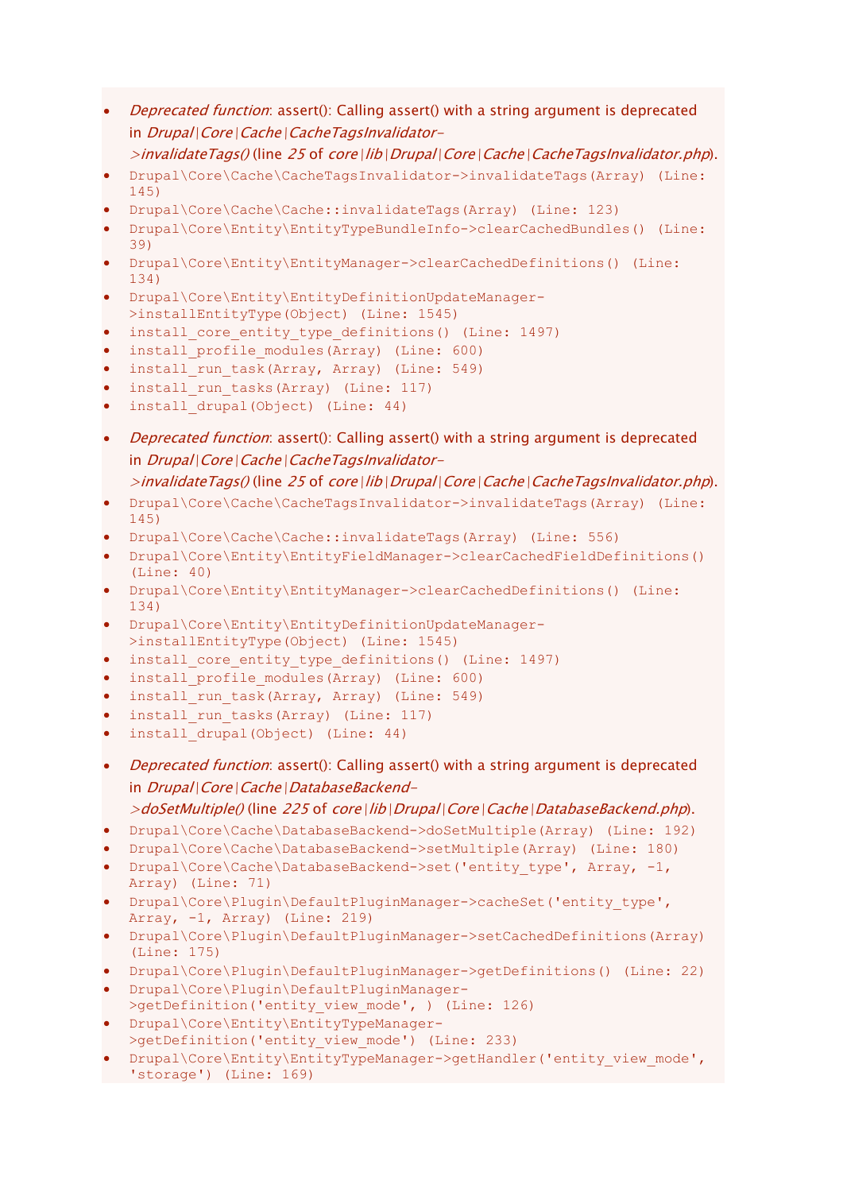- *Deprecated function*: assert(): Calling assert() with a string argument is deprecated in *Drupal|Core|Cache|CacheTagsInvalidator->invalidateTags()* (line *25* of *core|lib|Drupal|Core|Cache|CacheTagsInvalidator.php*).
- `Drupal\Core\Cache\CacheTagsInvalidator->invalidateTags(Array) (Line: 145)`
- `Drupal\Core\Cache\Cache::invalidateTags(Array) (Line: 123)`
- `Drupal\Core\Entity\EntityTypeBundleInfo->clearCachedBundles() (Line: 39)`
- `Drupal\Core\Entity\EntityManager->clearCachedDefinitions() (Line: 134)`
- `Drupal\Core\Entity\EntityDefinitionUpdateManager->installEntityType(Object) (Line: 1545)`
- `install_core_entity_type_definitions() (Line: 1497)`
- `install_profile_modules(Array) (Line: 600)`
- `install_run_task(Array, Array) (Line: 549)`
- `install_run_tasks(Array) (Line: 117)`
- `install_drupal(Object) (Line: 44)`

- *Deprecated function*: assert(): Calling assert() with a string argument is deprecated in *Drupal|Core|Cache|CacheTagsInvalidator->invalidateTags()* (line *25* of *core|lib|Drupal|Core|Cache|CacheTagsInvalidator.php*).
- `Drupal\Core\Cache\CacheTagsInvalidator->invalidateTags(Array) (Line: 145)`
- `Drupal\Core\Cache\Cache::invalidateTags(Array) (Line: 556)`
- `Drupal\Core\Entity\EntityFieldManager->clearCachedFieldDefinitions() (Line: 40)`
- `Drupal\Core\Entity\EntityManager->clearCachedDefinitions() (Line: 134)`
- `Drupal\Core\Entity\EntityDefinitionUpdateManager->installEntityType(Object) (Line: 1545)`
- `install_core_entity_type_definitions() (Line: 1497)`
- `install_profile_modules(Array) (Line: 600)`
- `install_run_task(Array, Array) (Line: 549)`
- `install_run_tasks(Array) (Line: 117)`
- `install_drupal(Object) (Line: 44)`

- *Deprecated function*: assert(): Calling assert() with a string argument is deprecated in *Drupal|Core|Cache|DatabaseBackend->doSetMultiple()* (line *225* of *core|lib|Drupal|Core|Cache|DatabaseBackend.php*).
- `Drupal\Core\Cache\DatabaseBackend->doSetMultiple(Array) (Line: 192)`
- `Drupal\Core\Cache\DatabaseBackend->setMultiple(Array) (Line: 180)`
- `Drupal\Core\Cache\DatabaseBackend->set('entity_type', Array, -1, Array) (Line: 71)`
- `Drupal\Core\Plugin\DefaultPluginManager->cacheSet('entity_type', Array, -1, Array) (Line: 219)`
- `Drupal\Core\Plugin\DefaultPluginManager->setCachedDefinitions(Array) (Line: 175)`
- `Drupal\Core\Plugin\DefaultPluginManager->getDefinitions() (Line: 22)`
- `Drupal\Core\Plugin\DefaultPluginManager->getDefinition('entity_view_mode', ) (Line: 126)`
- `Drupal\Core\Entity\EntityTypeManager->getDefinition('entity_view_mode') (Line: 233)`
- `Drupal\Core\Entity\EntityTypeManager->getHandler('entity_view_mode', 'storage') (Line: 169)`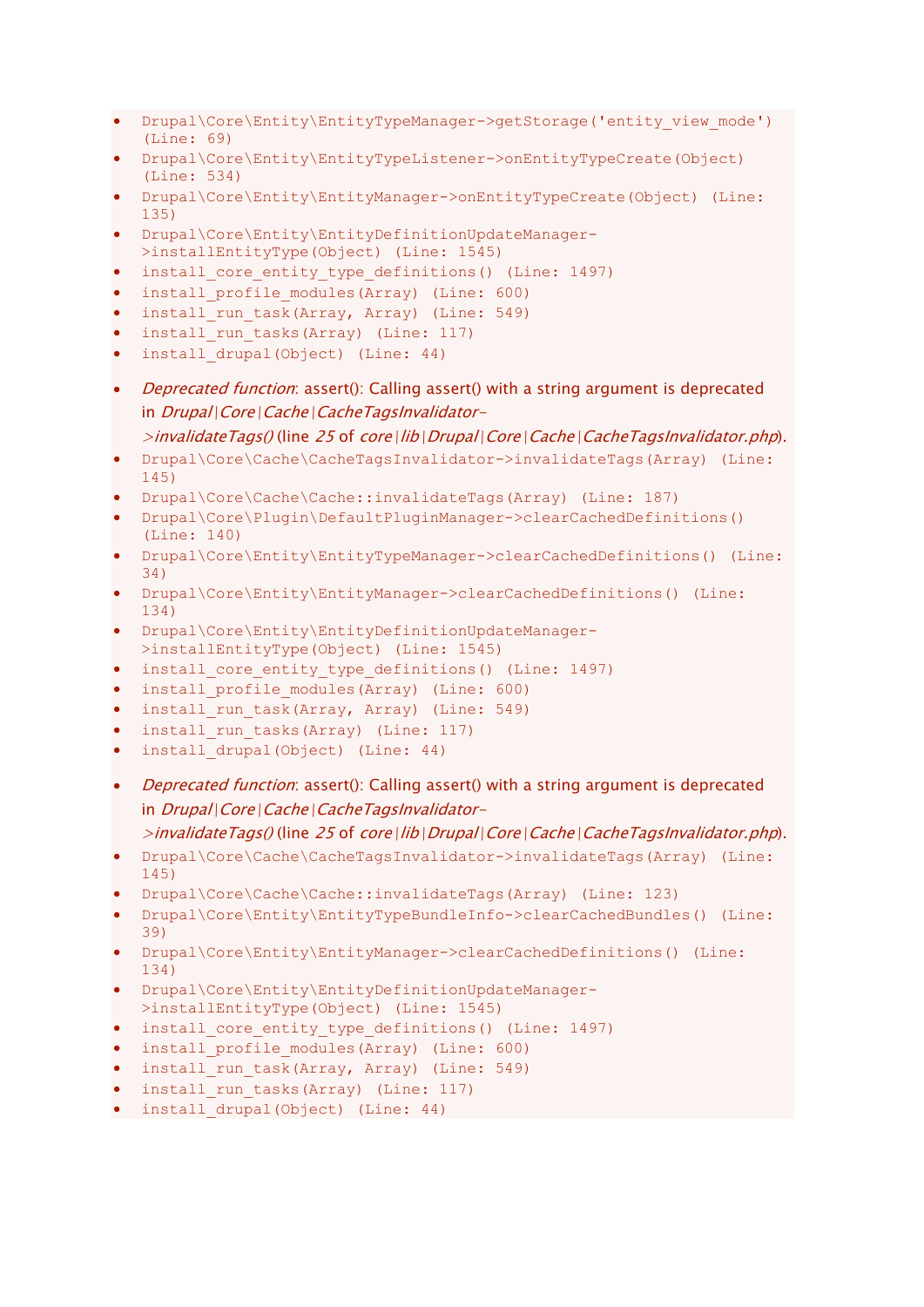- `Drupal\Core\Entity\EntityTypeManager->getStorage('entity_view_mode') (Line: 69)`
- `Drupal\Core\Entity\EntityTypeListener->onEntityTypeCreate(Object) (Line: 534)`
- `Drupal\Core\Entity\EntityManager->onEntityTypeCreate(Object) (Line: 135)`
- `Drupal\Core\Entity\EntityDefinitionUpdateManager->installEntityType(Object) (Line: 1545)`
- `install_core_entity_type_definitions() (Line: 1497)`
- `install_profile_modules(Array) (Line: 600)`
- `install_run_task(Array, Array) (Line: 549)`
- `install_run_tasks(Array) (Line: 117)`
- `install_drupal(Object) (Line: 44)`

- *Deprecated function*: assert(): Calling assert() with a string argument is deprecated in *Drupal|Core|Cache|CacheTagsInvalidator->invalidateTags()* (line *25* of *core|lib|Drupal|Core|Cache|CacheTagsInvalidator.php*).
- `Drupal\Core\Cache\CacheTagsInvalidator->invalidateTags(Array) (Line: 145)`
- `Drupal\Core\Cache\Cache::invalidateTags(Array) (Line: 187)`
- `Drupal\Core\Plugin\DefaultPluginManager->clearCachedDefinitions() (Line: 140)`
- `Drupal\Core\Entity\EntityTypeManager->clearCachedDefinitions() (Line: 34)`
- `Drupal\Core\Entity\EntityManager->clearCachedDefinitions() (Line: 134)`
- `Drupal\Core\Entity\EntityDefinitionUpdateManager->installEntityType(Object) (Line: 1545)`
- `install_core_entity_type_definitions() (Line: 1497)`
- `install_profile_modules(Array) (Line: 600)`
- `install_run_task(Array, Array) (Line: 549)`
- `install_run_tasks(Array) (Line: 117)`
- `install_drupal(Object) (Line: 44)`

- *Deprecated function*: assert(): Calling assert() with a string argument is deprecated in *Drupal|Core|Cache|CacheTagsInvalidator->invalidateTags()* (line *25* of *core|lib|Drupal|Core|Cache|CacheTagsInvalidator.php*).
- `Drupal\Core\Cache\CacheTagsInvalidator->invalidateTags(Array) (Line: 145)`
- `Drupal\Core\Cache\Cache::invalidateTags(Array) (Line: 123)`
- `Drupal\Core\Entity\EntityTypeBundleInfo->clearCachedBundles() (Line: 39)`
- `Drupal\Core\Entity\EntityManager->clearCachedDefinitions() (Line: 134)`
- `Drupal\Core\Entity\EntityDefinitionUpdateManager->installEntityType(Object) (Line: 1545)`
- `install_core_entity_type_definitions() (Line: 1497)`
- `install_profile_modules(Array) (Line: 600)`
- `install_run_task(Array, Array) (Line: 549)`
- `install_run_tasks(Array) (Line: 117)`
- `install_drupal(Object) (Line: 44)`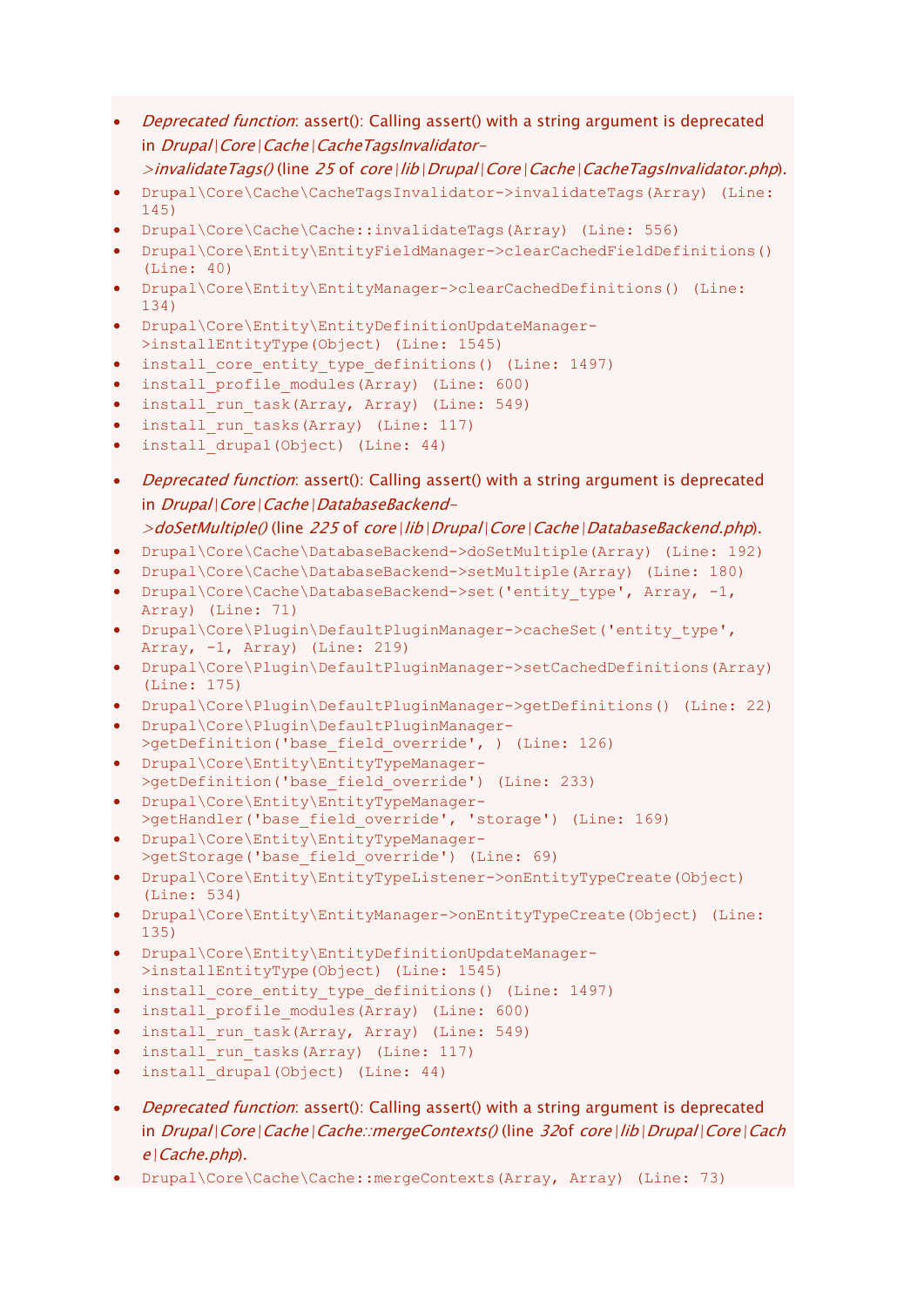- *Deprecated function*: assert(): Calling assert() with a string argument is deprecated in *Drupal|Core|Cache|CacheTagsInvalidator->invalidateTags()* (line *25* of *core|lib|Drupal|Core|Cache|CacheTagsInvalidator.php*).
- `Drupal\Core\Cache\CacheTagsInvalidator->invalidateTags(Array) (Line: 145)`
- `Drupal\Core\Cache\Cache::invalidateTags(Array) (Line: 556)`
- `Drupal\Core\Entity\EntityFieldManager->clearCachedFieldDefinitions() (Line: 40)`
- `Drupal\Core\Entity\EntityManager->clearCachedDefinitions() (Line: 134)`
- `Drupal\Core\Entity\EntityDefinitionUpdateManager->installEntityType(Object) (Line: 1545)`
- `install_core_entity_type_definitions() (Line: 1497)`
- `install_profile_modules(Array) (Line: 600)`
- `install_run_task(Array, Array) (Line: 549)`
- `install_run_tasks(Array) (Line: 117)`
- `install_drupal(Object) (Line: 44)`

- *Deprecated function*: assert(): Calling assert() with a string argument is deprecated in *Drupal|Core|Cache|DatabaseBackend->doSetMultiple()* (line *225* of *core|lib|Drupal|Core|Cache|DatabaseBackend.php*).
- `Drupal\Core\Cache\DatabaseBackend->doSetMultiple(Array) (Line: 192)`
- `Drupal\Core\Cache\DatabaseBackend->setMultiple(Array) (Line: 180)`
- `Drupal\Core\Cache\DatabaseBackend->set('entity_type', Array, -1, Array) (Line: 71)`
- `Drupal\Core\Plugin\DefaultPluginManager->cacheSet('entity_type', Array, -1, Array) (Line: 219)`
- `Drupal\Core\Plugin\DefaultPluginManager->setCachedDefinitions(Array) (Line: 175)`
- `Drupal\Core\Plugin\DefaultPluginManager->getDefinitions() (Line: 22)`
- `Drupal\Core\Plugin\DefaultPluginManager->getDefinition('base_field_override', ) (Line: 126)`
- `Drupal\Core\Entity\EntityTypeManager->getDefinition('base_field_override') (Line: 233)`
- `Drupal\Core\Entity\EntityTypeManager->getHandler('base_field_override', 'storage') (Line: 169)`
- `Drupal\Core\Entity\EntityTypeManager->getStorage('base_field_override') (Line: 69)`
- `Drupal\Core\Entity\EntityTypeListener->onEntityTypeCreate(Object) (Line: 534)`
- `Drupal\Core\Entity\EntityManager->onEntityTypeCreate(Object) (Line: 135)`
- `Drupal\Core\Entity\EntityDefinitionUpdateManager->installEntityType(Object) (Line: 1545)`
- `install_core_entity_type_definitions() (Line: 1497)`
- `install_profile_modules(Array) (Line: 600)`
- `install_run_task(Array, Array) (Line: 549)`
- `install_run_tasks(Array) (Line: 117)`
- `install_drupal(Object) (Line: 44)`

- *Deprecated function*: assert(): Calling assert() with a string argument is deprecated in *Drupal|Core|Cache|Cache::mergeContexts()* (line *32*of *core|lib|Drupal|Core|Cache|Cache.php*).
- `Drupal\Core\Cache\Cache::mergeContexts(Array, Array) (Line: 73)`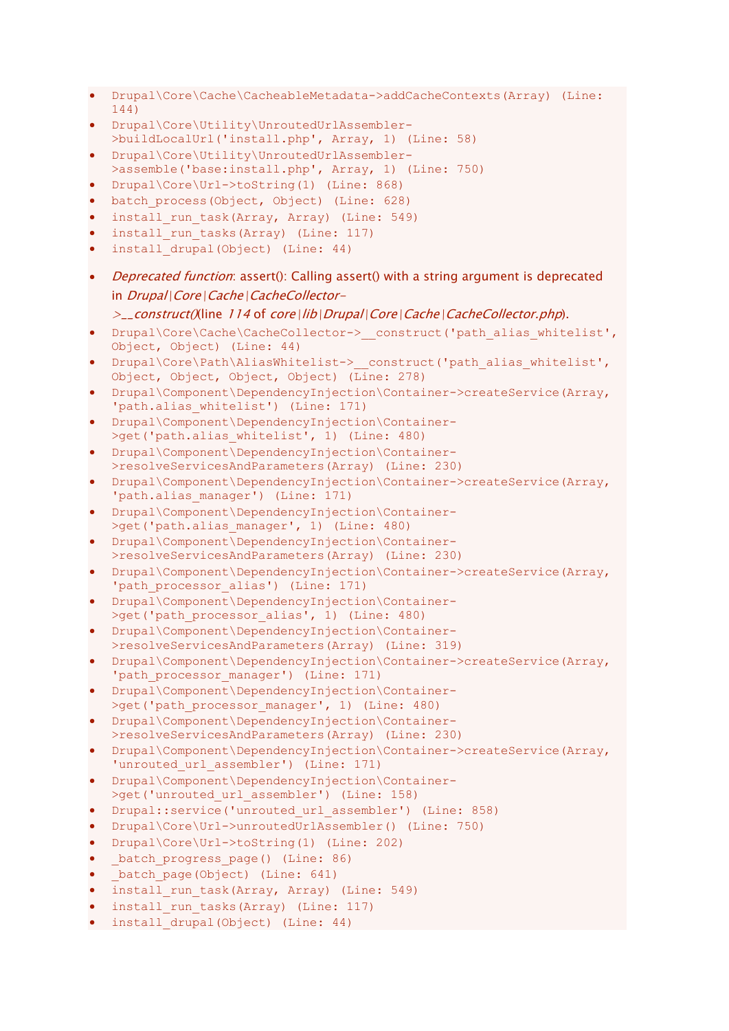- `Drupal\Core\Cache\CacheableMetadata->addCacheContexts(Array) (Line: 144)`
- `Drupal\Core\Utility\UnroutedUrlAssembler->buildLocalUrl('install.php', Array, 1) (Line: 58)`
- `Drupal\Core\Utility\UnroutedUrlAssembler->assemble('base:install.php', Array, 1) (Line: 750)`
- `Drupal\Core\Url->toString(1) (Line: 868)`
- `batch_process(Object, Object) (Line: 628)`
- `install_run_task(Array, Array) (Line: 549)`
- `install_run_tasks(Array) (Line: 117)`
- `install_drupal(Object) (Line: 44)`

- *Deprecated function*: assert(): Calling assert() with a string argument is deprecated in *Drupal\Core\Cache\CacheCollector->__construct()* (line *114* of *core\lib\Drupal\Core\Cache\CacheCollector.php*).
- `Drupal\Core\Cache\CacheCollector->__construct('path_alias_whitelist', Object, Object) (Line: 44)`
- `Drupal\Core\Path\AliasWhitelist->__construct('path_alias_whitelist', Object, Object, Object, Object) (Line: 278)`
- `Drupal\Component\DependencyInjection\Container->createService(Array, 'path.alias_whitelist') (Line: 171)`
- `Drupal\Component\DependencyInjection\Container->get('path.alias_whitelist', 1) (Line: 480)`
- `Drupal\Component\DependencyInjection\Container->resolveServicesAndParameters(Array) (Line: 230)`
- `Drupal\Component\DependencyInjection\Container->createService(Array, 'path.alias_manager') (Line: 171)`
- `Drupal\Component\DependencyInjection\Container->get('path.alias_manager', 1) (Line: 480)`
- `Drupal\Component\DependencyInjection\Container->resolveServicesAndParameters(Array) (Line: 230)`
- `Drupal\Component\DependencyInjection\Container->createService(Array, 'path_processor_alias') (Line: 171)`
- `Drupal\Component\DependencyInjection\Container->get('path_processor_alias', 1) (Line: 480)`
- `Drupal\Component\DependencyInjection\Container->resolveServicesAndParameters(Array) (Line: 319)`
- `Drupal\Component\DependencyInjection\Container->createService(Array, 'path_processor_manager') (Line: 171)`
- `Drupal\Component\DependencyInjection\Container->get('path_processor_manager', 1) (Line: 480)`
- `Drupal\Component\DependencyInjection\Container->resolveServicesAndParameters(Array) (Line: 230)`
- `Drupal\Component\DependencyInjection\Container->createService(Array, 'unrouted_url_assembler') (Line: 171)`
- `Drupal\Component\DependencyInjection\Container->get('unrouted_url_assembler') (Line: 158)`
- `Drupal::service('unrouted_url_assembler') (Line: 858)`
- `Drupal\Core\Url->unroutedUrlAssembler() (Line: 750)`
- `Drupal\Core\Url->toString(1) (Line: 202)`
- `_batch_progress_page() (Line: 86)`
- `_batch_page(Object) (Line: 641)`
- `install_run_task(Array, Array) (Line: 549)`
- `install_run_tasks(Array) (Line: 117)`
- `install_drupal(Object) (Line: 44)`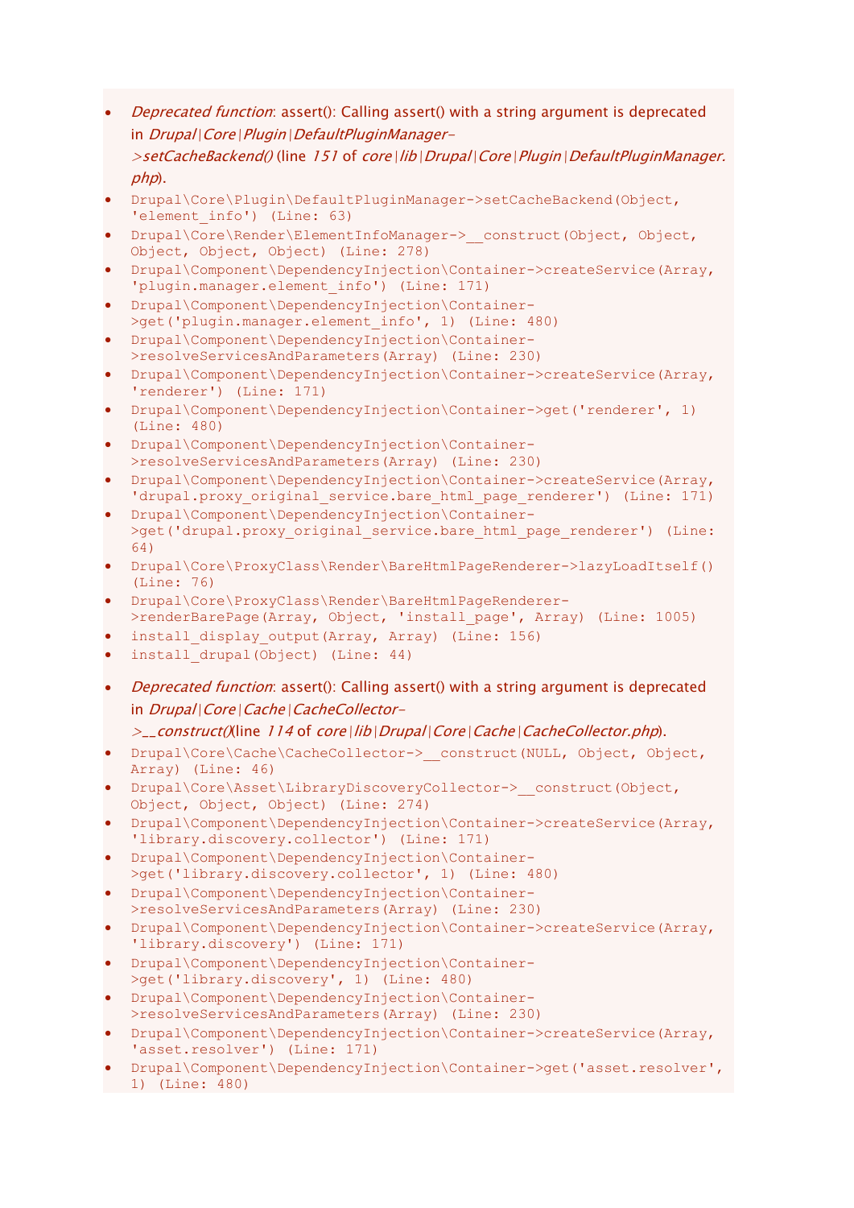- *Deprecated function*: assert(): Calling assert() with a string argument is deprecated in *Drupal|Core|Plugin|DefaultPluginManager->setCacheBackend()* (line *151* of *core|lib|Drupal|Core|Plugin|DefaultPluginManager.php*).
- `Drupal\Core\Plugin\DefaultPluginManager->setCacheBackend(Object, 'element_info') (Line: 63)`
- `Drupal\Core\Render\ElementInfoManager->__construct(Object, Object, Object, Object, Object) (Line: 278)`
- `Drupal\Component\DependencyInjection\Container->createService(Array, 'plugin.manager.element_info') (Line: 171)`
- `Drupal\Component\DependencyInjection\Container->get('plugin.manager.element_info', 1) (Line: 480)`
- `Drupal\Component\DependencyInjection\Container->resolveServicesAndParameters(Array) (Line: 230)`
- `Drupal\Component\DependencyInjection\Container->createService(Array, 'renderer') (Line: 171)`
- `Drupal\Component\DependencyInjection\Container->get('renderer', 1) (Line: 480)`
- `Drupal\Component\DependencyInjection\Container->resolveServicesAndParameters(Array) (Line: 230)`
- `Drupal\Component\DependencyInjection\Container->createService(Array, 'drupal.proxy_original_service.bare_html_page_renderer') (Line: 171)`
- `Drupal\Component\DependencyInjection\Container->get('drupal.proxy_original_service.bare_html_page_renderer') (Line: 64)`
- `Drupal\Core\ProxyClass\Render\BareHtmlPageRenderer->lazyLoadItself() (Line: 76)`
- `Drupal\Core\ProxyClass\Render\BareHtmlPageRenderer->renderBarePage(Array, Object, 'install_page', Array) (Line: 1005)`
- `install_display_output(Array, Array) (Line: 156)`
- `install_drupal(Object) (Line: 44)`

- *Deprecated function*: assert(): Calling assert() with a string argument is deprecated in *Drupal|Core|Cache|CacheCollector->__construct()*(line *114* of *core|lib|Drupal|Core|Cache|CacheCollector.php*).
- `Drupal\Core\Cache\CacheCollector->__construct(NULL, Object, Object, Array) (Line: 46)`
- `Drupal\Core\Asset\LibraryDiscoveryCollector->__construct(Object, Object, Object, Object) (Line: 274)`
- `Drupal\Component\DependencyInjection\Container->createService(Array, 'library.discovery.collector') (Line: 171)`
- `Drupal\Component\DependencyInjection\Container->get('library.discovery.collector', 1) (Line: 480)`
- `Drupal\Component\DependencyInjection\Container->resolveServicesAndParameters(Array) (Line: 230)`
- `Drupal\Component\DependencyInjection\Container->createService(Array, 'library.discovery') (Line: 171)`
- `Drupal\Component\DependencyInjection\Container->get('library.discovery', 1) (Line: 480)`
- `Drupal\Component\DependencyInjection\Container->resolveServicesAndParameters(Array) (Line: 230)`
- `Drupal\Component\DependencyInjection\Container->createService(Array, 'asset.resolver') (Line: 171)`
- `Drupal\Component\DependencyInjection\Container->get('asset.resolver', 1) (Line: 480)`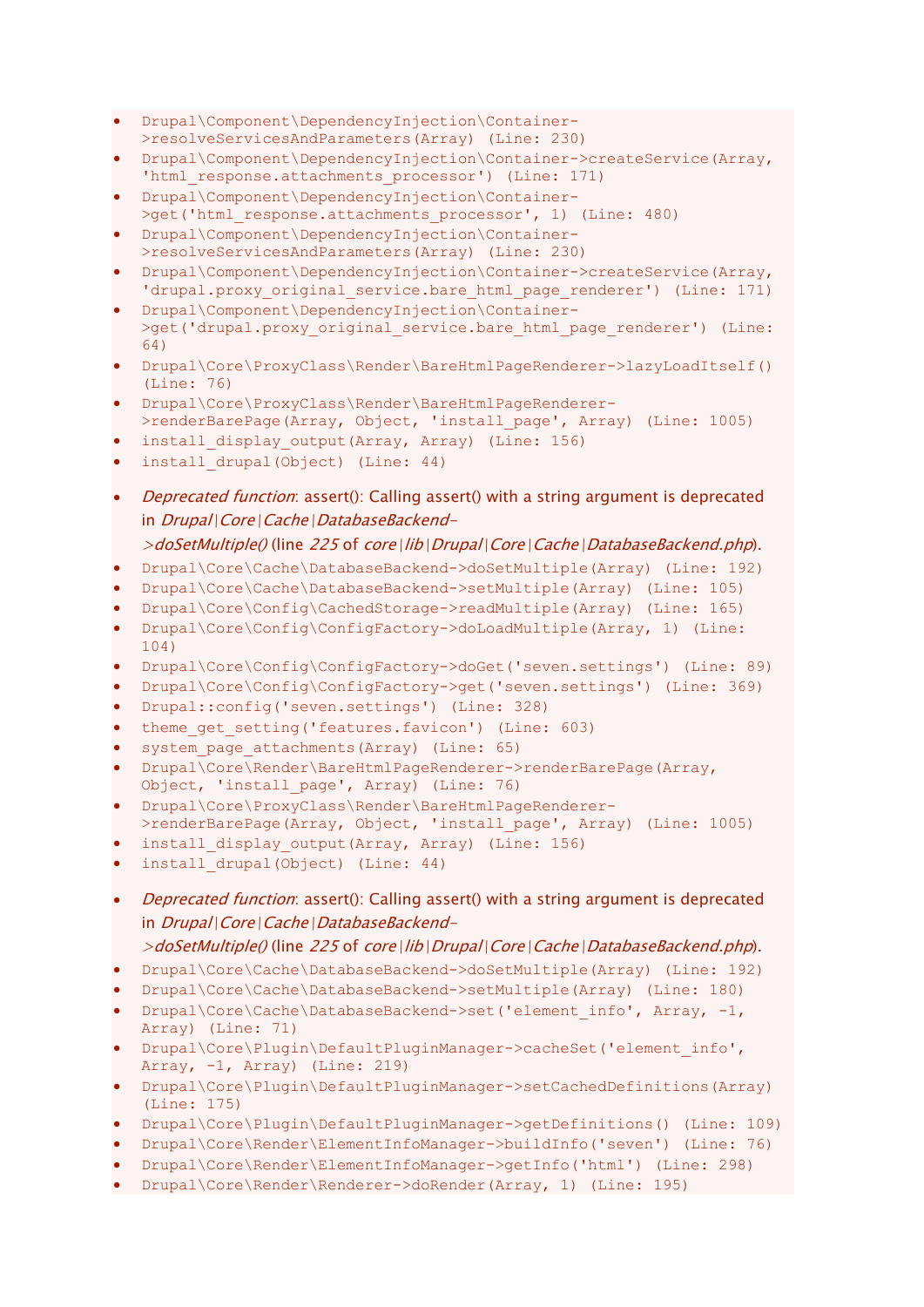- `Drupal\Component\DependencyInjection\Container->resolveServicesAndParameters(Array) (Line: 230)`
- `Drupal\Component\DependencyInjection\Container->createService(Array, 'html_response.attachments_processor') (Line: 171)`
- `Drupal\Component\DependencyInjection\Container->get('html_response.attachments_processor', 1) (Line: 480)`
- `Drupal\Component\DependencyInjection\Container->resolveServicesAndParameters(Array) (Line: 230)`
- `Drupal\Component\DependencyInjection\Container->createService(Array, 'drupal.proxy_original_service.bare_html_page_renderer') (Line: 171)`
- `Drupal\Component\DependencyInjection\Container->get('drupal.proxy_original_service.bare_html_page_renderer') (Line: 64)`
- `Drupal\Core\ProxyClass\Render\BareHtmlPageRenderer->lazyLoadItself() (Line: 76)`
- `Drupal\Core\ProxyClass\Render\BareHtmlPageRenderer->renderBarePage(Array, Object, 'install_page', Array) (Line: 1005)`
- `install_display_output(Array, Array) (Line: 156)`
- `install_drupal(Object) (Line: 44)`

- *Deprecated function*: assert(): Calling assert() with a string argument is deprecated in *Drupal|Core|Cache|DatabaseBackend->doSetMultiple()* (line *225* of *core|lib|Drupal|Core|Cache|DatabaseBackend.php*).
- `Drupal\Core\Cache\DatabaseBackend->doSetMultiple(Array) (Line: 192)`
- `Drupal\Core\Cache\DatabaseBackend->setMultiple(Array) (Line: 105)`
- `Drupal\Core\Config\CachedStorage->readMultiple(Array) (Line: 165)`
- `Drupal\Core\Config\ConfigFactory->doLoadMultiple(Array, 1) (Line: 104)`
- `Drupal\Core\Config\ConfigFactory->doGet('seven.settings') (Line: 89)`
- `Drupal\Core\Config\ConfigFactory->get('seven.settings') (Line: 369)`
- `Drupal::config('seven.settings') (Line: 328)`
- `theme_get_setting('features.favicon') (Line: 603)`
- `system_page_attachments(Array) (Line: 65)`
- `Drupal\Core\Render\BareHtmlPageRenderer->renderBarePage(Array, Object, 'install_page', Array) (Line: 76)`
- `Drupal\Core\ProxyClass\Render\BareHtmlPageRenderer->renderBarePage(Array, Object, 'install_page', Array) (Line: 1005)`
- `install_display_output(Array, Array) (Line: 156)`
- `install_drupal(Object) (Line: 44)`

- *Deprecated function*: assert(): Calling assert() with a string argument is deprecated in *Drupal|Core|Cache|DatabaseBackend->doSetMultiple()* (line *225* of *core|lib|Drupal|Core|Cache|DatabaseBackend.php*).
- `Drupal\Core\Cache\DatabaseBackend->doSetMultiple(Array) (Line: 192)`
- `Drupal\Core\Cache\DatabaseBackend->setMultiple(Array) (Line: 180)`
- `Drupal\Core\Cache\DatabaseBackend->set('element_info', Array, -1, Array) (Line: 71)`
- `Drupal\Core\Plugin\DefaultPluginManager->cacheSet('element_info', Array, -1, Array) (Line: 219)`
- `Drupal\Core\Plugin\DefaultPluginManager->setCachedDefinitions(Array) (Line: 175)`
- `Drupal\Core\Plugin\DefaultPluginManager->getDefinitions() (Line: 109)`
- `Drupal\Core\Render\ElementInfoManager->buildInfo('seven') (Line: 76)`
- `Drupal\Core\Render\ElementInfoManager->getInfo('html') (Line: 298)`
- `Drupal\Core\Render\Renderer->doRender(Array, 1) (Line: 195)`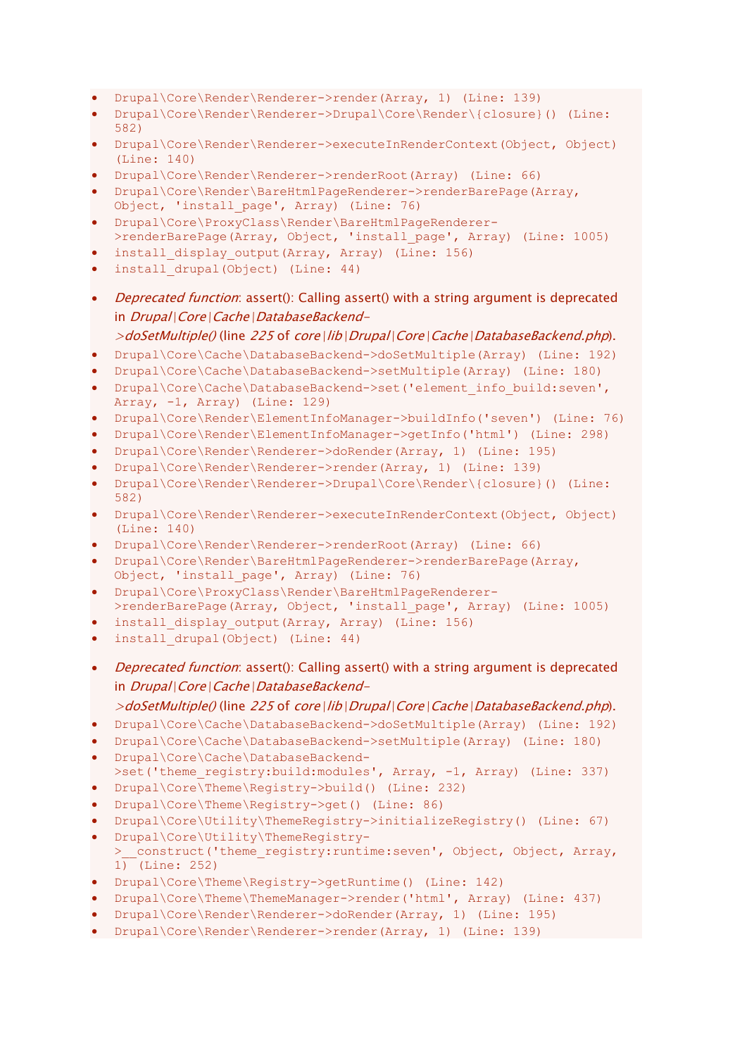- `Drupal\Core\Render\Renderer->render(Array, 1) (Line: 139)`
- `Drupal\Core\Render\Renderer->Drupal\Core\Render\{closure}() (Line: 582)`
- `Drupal\Core\Render\Renderer->executeInRenderContext(Object, Object) (Line: 140)`
- `Drupal\Core\Render\Renderer->renderRoot(Array) (Line: 66)`
- `Drupal\Core\Render\BareHtmlPageRenderer->renderBarePage(Array, Object, 'install_page', Array) (Line: 76)`
- `Drupal\Core\ProxyClass\Render\BareHtmlPageRenderer->renderBarePage(Array, Object, 'install_page', Array) (Line: 1005)`
- `install_display_output(Array, Array) (Line: 156)`
- `install_drupal(Object) (Line: 44)`

- *Deprecated function*: assert(): Calling assert() with a string argument is deprecated in *Drupal|Core|Cache|DatabaseBackend->doSetMultiple()* (line *225* of *core|lib|Drupal|Core|Cache|DatabaseBackend.php*).
- `Drupal\Core\Cache\DatabaseBackend->doSetMultiple(Array) (Line: 192)`
- `Drupal\Core\Cache\DatabaseBackend->setMultiple(Array) (Line: 180)`
- `Drupal\Core\Cache\DatabaseBackend->set('element_info_build:seven', Array, -1, Array) (Line: 129)`
- `Drupal\Core\Render\ElementInfoManager->buildInfo('seven') (Line: 76)`
- `Drupal\Core\Render\ElementInfoManager->getInfo('html') (Line: 298)`
- `Drupal\Core\Render\Renderer->doRender(Array, 1) (Line: 195)`
- `Drupal\Core\Render\Renderer->render(Array, 1) (Line: 139)`
- `Drupal\Core\Render\Renderer->Drupal\Core\Render\{closure}() (Line: 582)`
- `Drupal\Core\Render\Renderer->executeInRenderContext(Object, Object) (Line: 140)`
- `Drupal\Core\Render\Renderer->renderRoot(Array) (Line: 66)`
- `Drupal\Core\Render\BareHtmlPageRenderer->renderBarePage(Array, Object, 'install_page', Array) (Line: 76)`
- `Drupal\Core\ProxyClass\Render\BareHtmlPageRenderer->renderBarePage(Array, Object, 'install_page', Array) (Line: 1005)`
- `install_display_output(Array, Array) (Line: 156)`
- `install_drupal(Object) (Line: 44)`

- *Deprecated function*: assert(): Calling assert() with a string argument is deprecated in *Drupal|Core|Cache|DatabaseBackend->doSetMultiple()* (line *225* of *core|lib|Drupal|Core|Cache|DatabaseBackend.php*).
- `Drupal\Core\Cache\DatabaseBackend->doSetMultiple(Array) (Line: 192)`
- `Drupal\Core\Cache\DatabaseBackend->setMultiple(Array) (Line: 180)`
- `Drupal\Core\Cache\DatabaseBackend->set('theme_registry:build:modules', Array, -1, Array) (Line: 337)`
- `Drupal\Core\Theme\Registry->build() (Line: 232)`
- `Drupal\Core\Theme\Registry->get() (Line: 86)`
- `Drupal\Core\Utility\ThemeRegistry->initializeRegistry() (Line: 67)`
- `Drupal\Core\Utility\ThemeRegistry->__construct('theme_registry:runtime:seven', Object, Object, Array, 1) (Line: 252)`
- `Drupal\Core\Theme\Registry->getRuntime() (Line: 142)`
- `Drupal\Core\Theme\ThemeManager->render('html', Array) (Line: 437)`
- `Drupal\Core\Render\Renderer->doRender(Array, 1) (Line: 195)`
- `Drupal\Core\Render\Renderer->render(Array, 1) (Line: 139)`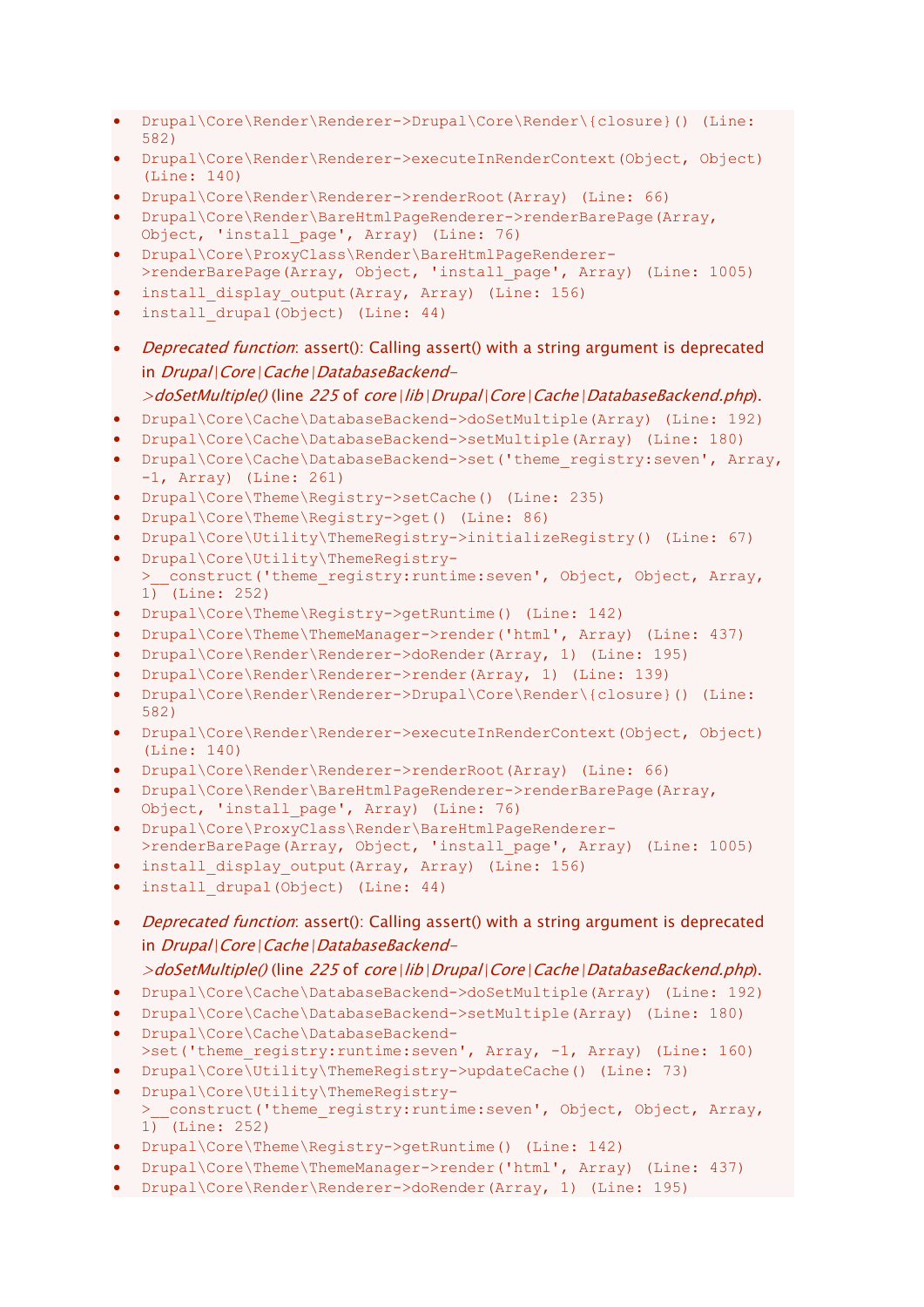- `Drupal\Core\Render\Renderer->Drupal\Core\Render\{closure}() (Line: 582)`
- `Drupal\Core\Render\Renderer->executeInRenderContext(Object, Object) (Line: 140)`
- `Drupal\Core\Render\Renderer->renderRoot(Array) (Line: 66)`
- `Drupal\Core\Render\BareHtmlPageRenderer->renderBarePage(Array, Object, 'install_page', Array) (Line: 76)`
- `Drupal\Core\ProxyClass\Render\BareHtmlPageRenderer->renderBarePage(Array, Object, 'install_page', Array) (Line: 1005)`
- `install_display_output(Array, Array) (Line: 156)`
- `install_drupal(Object) (Line: 44)`

- *Deprecated function*: assert(): Calling assert() with a string argument is deprecated in *Drupal|Core|Cache|DatabaseBackend->doSetMultiple()* (line *225* of *core|lib|Drupal|Core|Cache|DatabaseBackend.php*).
- `Drupal\Core\Cache\DatabaseBackend->doSetMultiple(Array) (Line: 192)`
- `Drupal\Core\Cache\DatabaseBackend->setMultiple(Array) (Line: 180)`
- `Drupal\Core\Cache\DatabaseBackend->set('theme_registry:seven', Array, -1, Array) (Line: 261)`
- `Drupal\Core\Theme\Registry->setCache() (Line: 235)`
- `Drupal\Core\Theme\Registry->get() (Line: 86)`
- `Drupal\Core\Utility\ThemeRegistry->initializeRegistry() (Line: 67)`
- `Drupal\Core\Utility\ThemeRegistry->__construct('theme_registry:runtime:seven', Object, Object, Array, 1) (Line: 252)`
- `Drupal\Core\Theme\Registry->getRuntime() (Line: 142)`
- `Drupal\Core\Theme\ThemeManager->render('html', Array) (Line: 437)`
- `Drupal\Core\Render\Renderer->doRender(Array, 1) (Line: 195)`
- `Drupal\Core\Render\Renderer->render(Array, 1) (Line: 139)`
- `Drupal\Core\Render\Renderer->Drupal\Core\Render\{closure}() (Line: 582)`
- `Drupal\Core\Render\Renderer->executeInRenderContext(Object, Object) (Line: 140)`
- `Drupal\Core\Render\Renderer->renderRoot(Array) (Line: 66)`
- `Drupal\Core\Render\BareHtmlPageRenderer->renderBarePage(Array, Object, 'install_page', Array) (Line: 76)`
- `Drupal\Core\ProxyClass\Render\BareHtmlPageRenderer->renderBarePage(Array, Object, 'install_page', Array) (Line: 1005)`
- `install_display_output(Array, Array) (Line: 156)`
- `install_drupal(Object) (Line: 44)`

- *Deprecated function*: assert(): Calling assert() with a string argument is deprecated in *Drupal|Core|Cache|DatabaseBackend->doSetMultiple()* (line *225* of *core|lib|Drupal|Core|Cache|DatabaseBackend.php*).
- `Drupal\Core\Cache\DatabaseBackend->doSetMultiple(Array) (Line: 192)`
- `Drupal\Core\Cache\DatabaseBackend->setMultiple(Array) (Line: 180)`
- `Drupal\Core\Cache\DatabaseBackend->set('theme_registry:runtime:seven', Array, -1, Array) (Line: 160)`
- `Drupal\Core\Utility\ThemeRegistry->updateCache() (Line: 73)`
- `Drupal\Core\Utility\ThemeRegistry->__construct('theme_registry:runtime:seven', Object, Object, Array, 1) (Line: 252)`
- `Drupal\Core\Theme\Registry->getRuntime() (Line: 142)`
- `Drupal\Core\Theme\ThemeManager->render('html', Array) (Line: 437)`
- `Drupal\Core\Render\Renderer->doRender(Array, 1) (Line: 195)`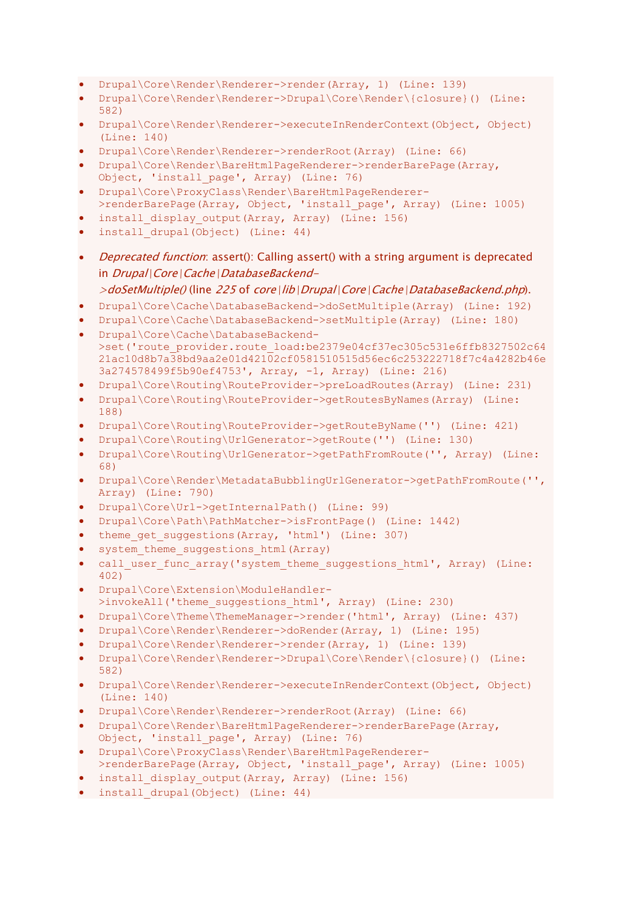- `Drupal\Core\Render\Renderer->render(Array, 1) (Line: 139)`
- `Drupal\Core\Render\Renderer->Drupal\Core\Render\{closure}() (Line: 582)`
- `Drupal\Core\Render\Renderer->executeInRenderContext(Object, Object) (Line: 140)`
- `Drupal\Core\Render\Renderer->renderRoot(Array) (Line: 66)`
- `Drupal\Core\Render\BareHtmlPageRenderer->renderBarePage(Array, Object, 'install_page', Array) (Line: 76)`
- `Drupal\Core\ProxyClass\Render\BareHtmlPageRenderer->renderBarePage(Array, Object, 'install_page', Array) (Line: 1005)`
- `install_display_output(Array, Array) (Line: 156)`
- `install_drupal(Object) (Line: 44)`

- *Deprecated function*: assert(): Calling assert() with a string argument is deprecated in *Drupal|Core|Cache|DatabaseBackend->doSetMultiple()* (line *225* of *core|lib|Drupal|Core|Cache|DatabaseBackend.php*).
- `Drupal\Core\Cache\DatabaseBackend->doSetMultiple(Array) (Line: 192)`
- `Drupal\Core\Cache\DatabaseBackend->setMultiple(Array) (Line: 180)`
- `Drupal\Core\Cache\DatabaseBackend->set('route_provider.route_load:be2379e04cf37ec305c531e6ffb8327502c6421ac10d8b7a38bd9aa2e01d42102cf0581510515d56ec6c253222718f7c4a4282b46e3a274578499f5b90ef4753', Array, -1, Array) (Line: 216)`
- `Drupal\Core\Routing\RouteProvider->preLoadRoutes(Array) (Line: 231)`
- `Drupal\Core\Routing\RouteProvider->getRoutesByNames(Array) (Line: 188)`
- `Drupal\Core\Routing\RouteProvider->getRouteByName('') (Line: 421)`
- `Drupal\Core\Routing\UrlGenerator->getRoute('') (Line: 130)`
- `Drupal\Core\Routing\UrlGenerator->getPathFromRoute('', Array) (Line: 68)`
- `Drupal\Core\Render\MetadataBubblingUrlGenerator->getPathFromRoute('', Array) (Line: 790)`
- `Drupal\Core\Url->getInternalPath() (Line: 99)`
- `Drupal\Core\Path\PathMatcher->isFrontPage() (Line: 1442)`
- `theme_get_suggestions(Array, 'html') (Line: 307)`
- `system_theme_suggestions_html(Array)`
- `call_user_func_array('system_theme_suggestions_html', Array) (Line: 402)`
- `Drupal\Core\Extension\ModuleHandler->invokeAll('theme_suggestions_html', Array) (Line: 230)`
- `Drupal\Core\Theme\ThemeManager->render('html', Array) (Line: 437)`
- `Drupal\Core\Render\Renderer->doRender(Array, 1) (Line: 195)`
- `Drupal\Core\Render\Renderer->render(Array, 1) (Line: 139)`
- `Drupal\Core\Render\Renderer->Drupal\Core\Render\{closure}() (Line: 582)`
- `Drupal\Core\Render\Renderer->executeInRenderContext(Object, Object) (Line: 140)`
- `Drupal\Core\Render\Renderer->renderRoot(Array) (Line: 66)`
- `Drupal\Core\Render\BareHtmlPageRenderer->renderBarePage(Array, Object, 'install_page', Array) (Line: 76)`
- `Drupal\Core\ProxyClass\Render\BareHtmlPageRenderer->renderBarePage(Array, Object, 'install_page', Array) (Line: 1005)`
- `install_display_output(Array, Array) (Line: 156)`
- `install_drupal(Object) (Line: 44)`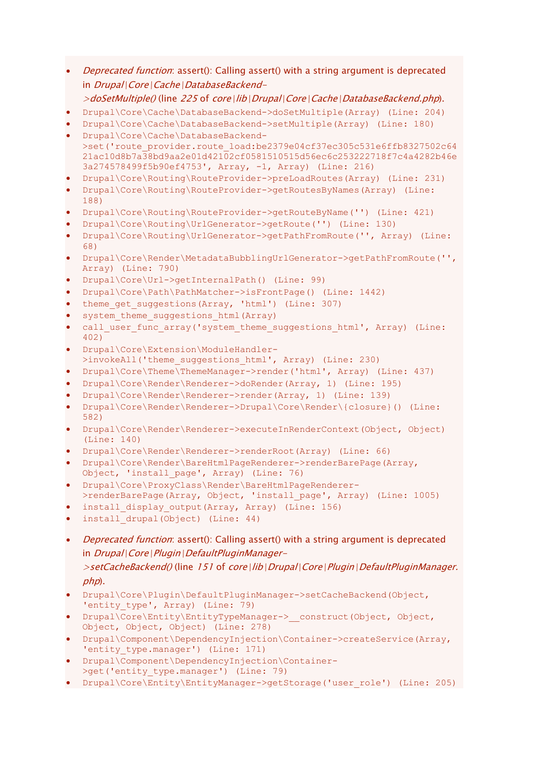- *Deprecated function*: assert(): Calling assert() with a string argument is deprecated in *Drupal|Core|Cache|DatabaseBackend->doSetMultiple()* (line *225* of *core|lib|Drupal|Core|Cache|DatabaseBackend.php*).
- `Drupal\Core\Cache\DatabaseBackend->doSetMultiple(Array) (Line: 204)`
- `Drupal\Core\Cache\DatabaseBackend->setMultiple(Array) (Line: 180)`
- `Drupal\Core\Cache\DatabaseBackend->set('route_provider.route_load:be2379e04cf37ec305c531e6ffb8327502c6421ac10d8b7a38bd9aa2e01d42102cf0581510515d56ec6c253222718f7c4a4282b46e3a274578499f5b90ef4753', Array, -1, Array) (Line: 216)`
- `Drupal\Core\Routing\RouteProvider->preLoadRoutes(Array) (Line: 231)`
- `Drupal\Core\Routing\RouteProvider->getRoutesByNames(Array) (Line: 188)`
- `Drupal\Core\Routing\RouteProvider->getRouteByName('') (Line: 421)`
- `Drupal\Core\Routing\UrlGenerator->getRoute('') (Line: 130)`
- `Drupal\Core\Routing\UrlGenerator->getPathFromRoute('', Array) (Line: 68)`
- `Drupal\Core\Render\MetadataBubblingUrlGenerator->getPathFromRoute('', Array) (Line: 790)`
- `Drupal\Core\Url->getInternalPath() (Line: 99)`
- `Drupal\Core\Path\PathMatcher->isFrontPage() (Line: 1442)`
- `theme_get_suggestions(Array, 'html') (Line: 307)`
- `system_theme_suggestions_html(Array)`
- `call_user_func_array('system_theme_suggestions_html', Array) (Line: 402)`
- `Drupal\Core\Extension\ModuleHandler->invokeAll('theme_suggestions_html', Array) (Line: 230)`
- `Drupal\Core\Theme\ThemeManager->render('html', Array) (Line: 437)`
- `Drupal\Core\Render\Renderer->doRender(Array, 1) (Line: 195)`
- `Drupal\Core\Render\Renderer->render(Array, 1) (Line: 139)`
- `Drupal\Core\Render\Renderer->Drupal\Core\Render\{closure}() (Line: 582)`
- `Drupal\Core\Render\Renderer->executeInRenderContext(Object, Object) (Line: 140)`
- `Drupal\Core\Render\Renderer->renderRoot(Array) (Line: 66)`
- `Drupal\Core\Render\BareHtmlPageRenderer->renderBarePage(Array, Object, 'install_page', Array) (Line: 76)`
- `Drupal\Core\ProxyClass\Render\BareHtmlPageRenderer->renderBarePage(Array, Object, 'install_page', Array) (Line: 1005)`
- `install_display_output(Array, Array) (Line: 156)`
- `install_drupal(Object) (Line: 44)`

- *Deprecated function*: assert(): Calling assert() with a string argument is deprecated in *Drupal|Core|Plugin|DefaultPluginManager->setCacheBackend()* (line *151* of *core|lib|Drupal|Core|Plugin|DefaultPluginManager.php*).
- `Drupal\Core\Plugin\DefaultPluginManager->setCacheBackend(Object, 'entity_type', Array) (Line: 79)`
- `Drupal\Core\Entity\EntityTypeManager->__construct(Object, Object, Object, Object, Object) (Line: 278)`
- `Drupal\Component\DependencyInjection\Container->createService(Array, 'entity_type.manager') (Line: 171)`
- `Drupal\Component\DependencyInjection\Container->get('entity_type.manager') (Line: 79)`
- `Drupal\Core\Entity\EntityManager->getStorage('user_role') (Line: 205)`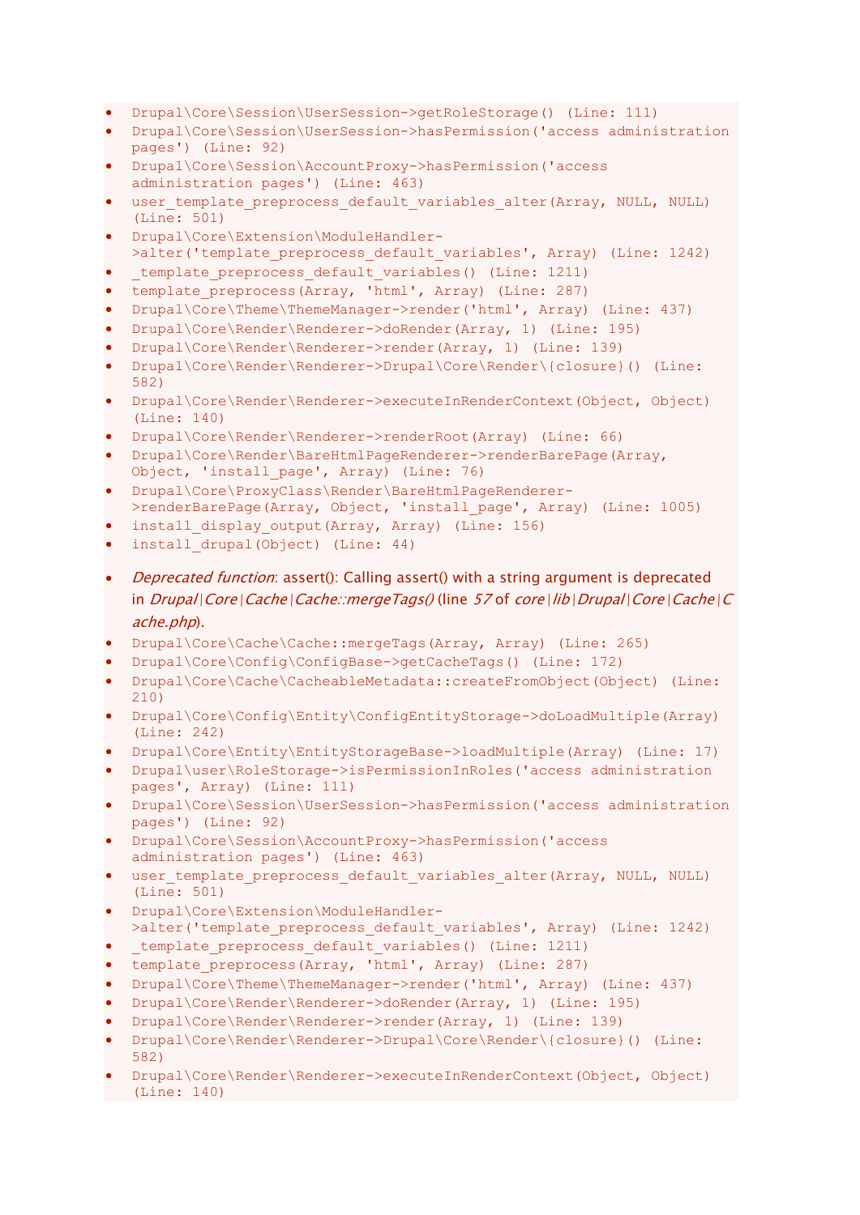- `Drupal\Core\Session\UserSession->getRoleStorage() (Line: 111)`
- `Drupal\Core\Session\UserSession->hasPermission('access administration pages') (Line: 92)`
- `Drupal\Core\Session\AccountProxy->hasPermission('access administration pages') (Line: 463)`
- `user_template_preprocess_default_variables_alter(Array, NULL, NULL) (Line: 501)`
- `Drupal\Core\Extension\ModuleHandler->alter('template_preprocess_default_variables', Array) (Line: 1242)`
- `_template_preprocess_default_variables() (Line: 1211)`
- `template_preprocess(Array, 'html', Array) (Line: 287)`
- `Drupal\Core\Theme\ThemeManager->render('html', Array) (Line: 437)`
- `Drupal\Core\Render\Renderer->doRender(Array, 1) (Line: 195)`
- `Drupal\Core\Render\Renderer->render(Array, 1) (Line: 139)`
- `Drupal\Core\Render\Renderer->Drupal\Core\Render\{closure}() (Line: 582)`
- `Drupal\Core\Render\Renderer->executeInRenderContext(Object, Object) (Line: 140)`
- `Drupal\Core\Render\Renderer->renderRoot(Array) (Line: 66)`
- `Drupal\Core\Render\BareHtmlPageRenderer->renderBarePage(Array, Object, 'install_page', Array) (Line: 76)`
- `Drupal\Core\ProxyClass\Render\BareHtmlPageRenderer->renderBarePage(Array, Object, 'install_page', Array) (Line: 1005)`
- `install_display_output(Array, Array) (Line: 156)`
- `install_drupal(Object) (Line: 44)`

- *Deprecated function*: assert(): Calling assert() with a string argument is deprecated in *Drupal\Core\Cache\Cache::mergeTags()* (line *57* of *core\lib\Drupal\Core\Cache\Cache.php*).
- `Drupal\Core\Cache\Cache::mergeTags(Array, Array) (Line: 265)`
- `Drupal\Core\Config\ConfigBase->getCacheTags() (Line: 172)`
- `Drupal\Core\Cache\CacheableMetadata::createFromObject(Object) (Line: 210)`
- `Drupal\Core\Config\Entity\ConfigEntityStorage->doLoadMultiple(Array) (Line: 242)`
- `Drupal\Core\Entity\EntityStorageBase->loadMultiple(Array) (Line: 17)`
- `Drupal\user\RoleStorage->isPermissionInRoles('access administration pages', Array) (Line: 111)`
- `Drupal\Core\Session\UserSession->hasPermission('access administration pages') (Line: 92)`
- `Drupal\Core\Session\AccountProxy->hasPermission('access administration pages') (Line: 463)`
- `user_template_preprocess_default_variables_alter(Array, NULL, NULL) (Line: 501)`
- `Drupal\Core\Extension\ModuleHandler->alter('template_preprocess_default_variables', Array) (Line: 1242)`
- `_template_preprocess_default_variables() (Line: 1211)`
- `template_preprocess(Array, 'html', Array) (Line: 287)`
- `Drupal\Core\Theme\ThemeManager->render('html', Array) (Line: 437)`
- `Drupal\Core\Render\Renderer->doRender(Array, 1) (Line: 195)`
- `Drupal\Core\Render\Renderer->render(Array, 1) (Line: 139)`
- `Drupal\Core\Render\Renderer->Drupal\Core\Render\{closure}() (Line: 582)`
- `Drupal\Core\Render\Renderer->executeInRenderContext(Object, Object) (Line: 140)`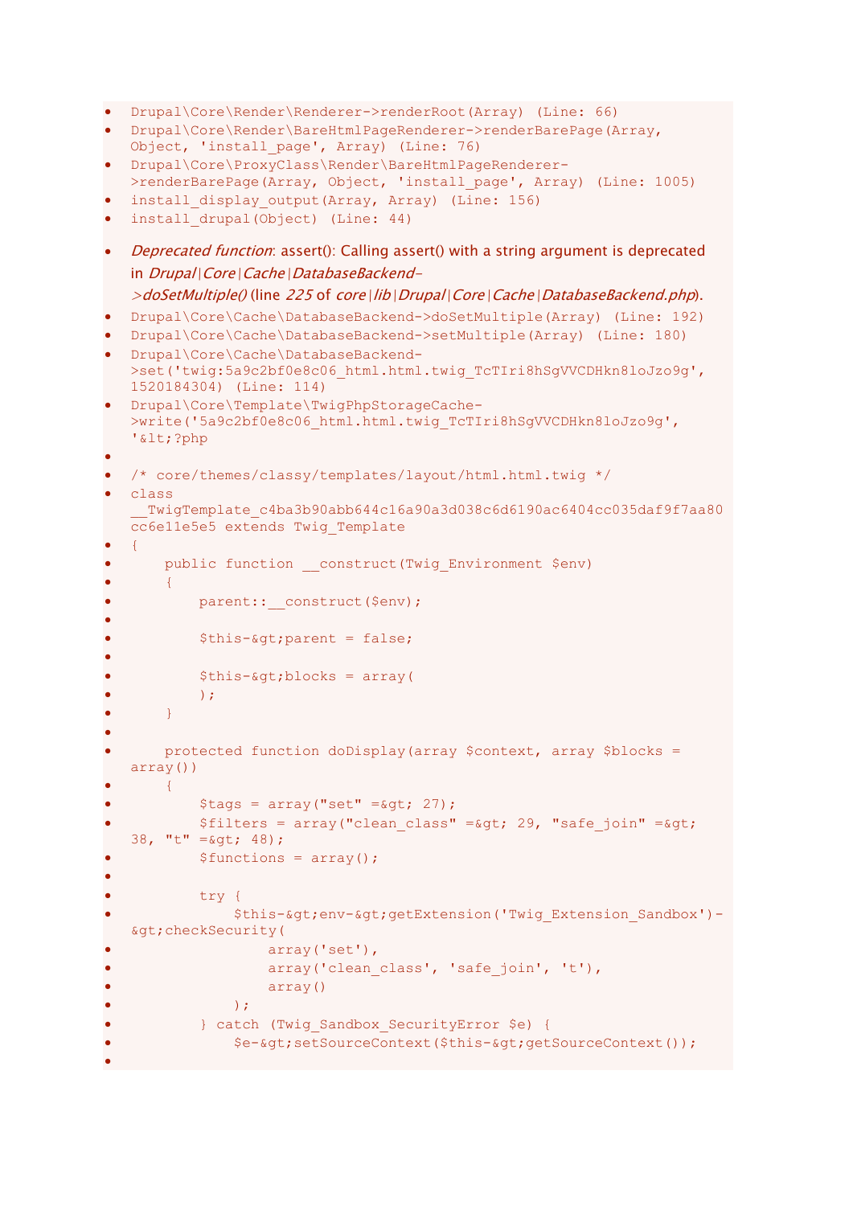- `Drupal\Core\Render\Renderer->renderRoot(Array) (Line: 66)`
- `Drupal\Core\Render\BareHtmlPageRenderer->renderBarePage(Array, Object, 'install_page', Array) (Line: 76)`
- `Drupal\Core\ProxyClass\Render\BareHtmlPageRenderer->renderBarePage(Array, Object, 'install_page', Array) (Line: 1005)`
- `install_display_output(Array, Array) (Line: 156)`
- `install_drupal(Object) (Line: 44)`

- *Deprecated function*: assert(): Calling assert() with a string argument is deprecated in *Drupal|Core|Cache|DatabaseBackend->doSetMultiple()* (line *225* of *core|lib|Drupal|Core|Cache|DatabaseBackend.php*).
- `Drupal\Core\Cache\DatabaseBackend->doSetMultiple(Array) (Line: 192)`
- `Drupal\Core\Cache\DatabaseBackend->setMultiple(Array) (Line: 180)`
- `Drupal\Core\Cache\DatabaseBackend->set('twig:5a9c2bf0e8c06_html.html.twig_TcTIri8hSgVVCDHkn8loJzo9g', 1520184304) (Line: 114)`
- `Drupal\Core\Template\TwigPhpStorageCache->write('5a9c2bf0e8c06_html.html.twig_TcTIri8hSgVVCDHkn8loJzo9g', '&lt;?php`

```
/* core/themes/classy/templates/layout/html.html.twig */
class __TwigTemplate_c4ba3b90abb644c16a90a3d038c6d6190ac6404cc035daf9f7aa80cc6e11e5e5 extends Twig_Template
{
    public function __construct(Twig_Environment $env)
    {
        parent::__construct($env);

        $this-&gt;parent = false;

        $this-&gt;blocks = array(
        );
    }

    protected function doDisplay(array $context, array $blocks = array())
    {
        $tags = array("set" =&gt; 27);
        $filters = array("clean_class" =&gt; 29, "safe_join" =&gt; 38, "t" =&gt; 48);
        $functions = array();

        try {
            $this-&gt;env-&gt;getExtension('Twig_Extension_Sandbox')-&gt;checkSecurity(
                array('set'),
                array('clean_class', 'safe_join', 't'),
                array()
            );
        } catch (Twig_Sandbox_SecurityError $e) {
            $e-&gt;setSourceContext($this-&gt;getSourceContext());

```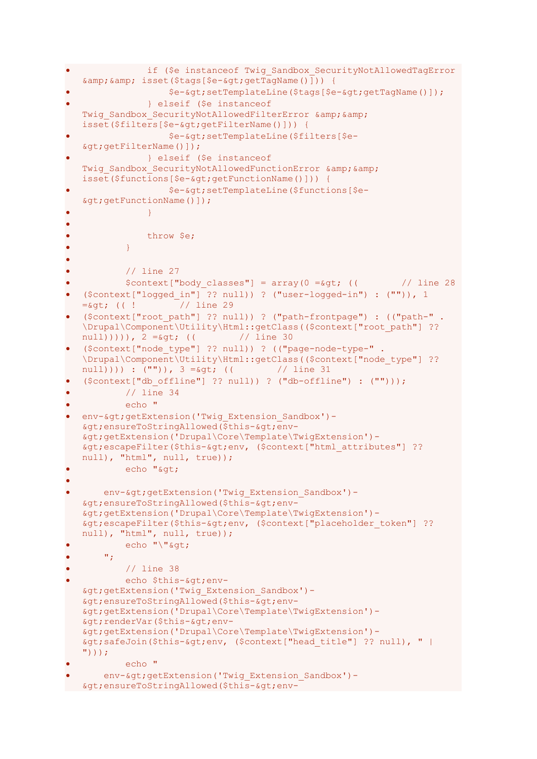- if ($e instanceof Twig_Sandbox_SecurityNotAllowedTagError &amp;&amp; isset($tags[$e-&gt;getTagName()])) {
- $e-&gt;setTemplateLine($tags[$e-&gt;getTagName()]);
- } elseif ($e instanceof Twig_Sandbox_SecurityNotAllowedFilterError &amp;&amp; isset($filters[$e-&gt;getFilterName()])) {
- $e-&gt;setTemplateLine($filters[$e-&gt;getFilterName()]);
- } elseif ($e instanceof Twig_Sandbox_SecurityNotAllowedFunctionError &amp;&amp; isset($functions[$e-&gt;getFunctionName()])) {
- $e-&gt;setTemplateLine($functions[$e-&gt;getFunctionName()]);
- }
-
- throw $e;
- }
-
- // line 27
- $context["body_classes"] = array(0 =&gt; ((        // line 28
- ($context["logged_in"] ?? null)) ? ("user-logged-in") : ("")), 1 =&gt; (( !        // line 29
- ($context["root_path"] ?? null)) ? ("path-frontpage") : (("path-" . \Drupal\Component\Utility\Html::getClass(($context["root_path"] ?? null))))), 2 =&gt; ((        // line 30
- ($context["node_type"] ?? null)) ? (("page-node-type-" . \Drupal\Component\Utility\Html::getClass(($context["node_type"] ?? null)))) : ("")), 3 =&gt; ((        // line 31
- ($context["db_offline"] ?? null)) ? ("db-offline") : ("")));
- // line 34
- echo "
- env-&gt;getExtension('Twig_Extension_Sandbox')-&gt;ensureToStringAllowed($this-&gt;env-&gt;getExtension('Drupal\Core\Template\TwigExtension')-&gt;escapeFilter($this-&gt;env, ($context["html_attributes"] ?? null), "html", null, true));
- echo "&gt;
-
- env-&gt;getExtension('Twig_Extension_Sandbox')-&gt;ensureToStringAllowed($this-&gt;env-&gt;getExtension('Drupal\Core\Template\TwigExtension')-&gt;escapeFilter($this-&gt;env, ($context["placeholder_token"] ?? null), "html", null, true));
- echo "\"&gt;
- ";
- // line 38
- echo $this-&gt;env-&gt;getExtension('Twig_Extension_Sandbox')-&gt;ensureToStringAllowed($this-&gt;env-&gt;getExtension('Drupal\Core\Template\TwigExtension')-&gt;renderVar($this-&gt;env-&gt;getExtension('Drupal\Core\Template\TwigExtension')-&gt;safeJoin($this-&gt;env, ($context["head_title"] ?? null), " | ")));
- echo "
- env-&gt;getExtension('Twig_Extension_Sandbox')-&gt;ensureToStringAllowed($this-&gt;env-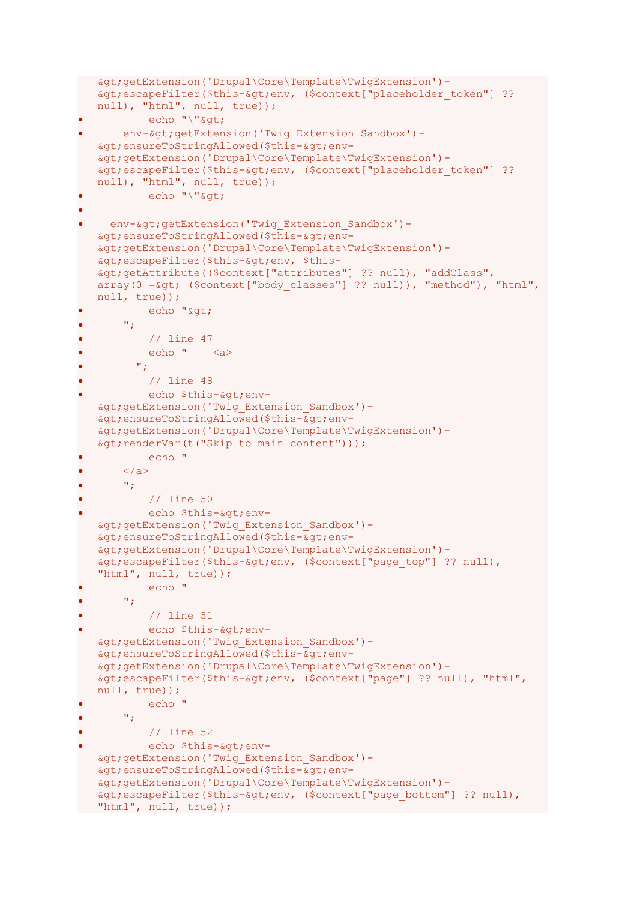- &gt;getExtension('Drupal\Core\Template\TwigExtension')-&gt;escapeFilter($this-&gt;env, ($context["placeholder_token"] ?? null), "html", null, true));
- echo "\"&gt;
- env-&gt;getExtension('Twig_Extension_Sandbox')-&gt;ensureToStringAllowed($this-&gt;env-&gt;getExtension('Drupal\Core\Template\TwigExtension')-&gt;escapeFilter($this-&gt;env, ($context["placeholder_token"] ?? null), "html", null, true));
- echo "\"&gt;
- 
- env-&gt;getExtension('Twig_Extension_Sandbox')-&gt;ensureToStringAllowed($this-&gt;env-&gt;getExtension('Drupal\Core\Template\TwigExtension')-&gt;escapeFilter($this-&gt;env, $this-&gt;getAttribute(($context["attributes"] ?? null), "addClass", array(0 =&gt; ($context["body_classes"] ?? null)), "method"), "html", null, true));
- echo "&gt;
- ";
- // line 47
- echo "    <a>
- ";
- // line 48
- echo $this-&gt;env-&gt;getExtension('Twig_Extension_Sandbox')-&gt;ensureToStringAllowed($this-&gt;env-&gt;getExtension('Drupal\Core\Template\TwigExtension')-&gt;renderVar(t("Skip to main content")));
- echo "
- </a>
- ";
- // line 50
- echo $this-&gt;env-&gt;getExtension('Twig_Extension_Sandbox')-&gt;ensureToStringAllowed($this-&gt;env-&gt;getExtension('Drupal\Core\Template\TwigExtension')-&gt;escapeFilter($this-&gt;env, ($context["page_top"] ?? null), "html", null, true));
- echo "
- ";
- // line 51
- echo $this-&gt;env-&gt;getExtension('Twig_Extension_Sandbox')-&gt;ensureToStringAllowed($this-&gt;env-&gt;getExtension('Drupal\Core\Template\TwigExtension')-&gt;escapeFilter($this-&gt;env, ($context["page"] ?? null), "html", null, true));
- echo "
- ";
- // line 52
- echo $this-&gt;env-&gt;getExtension('Twig_Extension_Sandbox')-&gt;ensureToStringAllowed($this-&gt;env-&gt;getExtension('Drupal\Core\Template\TwigExtension')-&gt;escapeFilter($this-&gt;env, ($context["page_bottom"] ?? null), "html", null, true));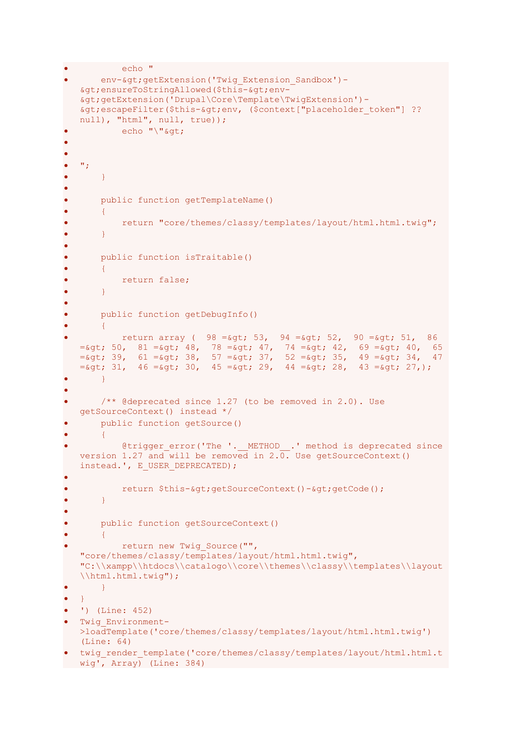- echo "
- env-&gt;getExtension('Twig_Extension_Sandbox')-&gt;ensureToStringAllowed($this-&gt;env-&gt;getExtension('Drupal\Core\Template\TwigExtension')-&gt;escapeFilter($this-&gt;env, ($context["placeholder_token"] ?? null), "html", null, true));
- echo "\"&gt;
- 
- 
- ";
- }
- 
- public function getTemplateName()
- {
- return "core/themes/classy/templates/layout/html.html.twig";
- }
- 
- public function isTraitable()
- {
- return false;
- }
- 
- public function getDebugInfo()
- {
- return array ( 98 =&gt; 53, 94 =&gt; 52, 90 =&gt; 51, 86 =&gt; 50, 81 =&gt; 48, 78 =&gt; 47, 74 =&gt; 42, 69 =&gt; 40, 65 =&gt; 39, 61 =&gt; 38, 57 =&gt; 37, 52 =&gt; 35, 49 =&gt; 34, 47 =&gt; 31, 46 =&gt; 30, 45 =&gt; 29, 44 =&gt; 28, 43 =&gt; 27,);
- }
- 
- /** @deprecated since 1.27 (to be removed in 2.0). Use getSourceContext() instead */
- public function getSource()
- {
- @trigger_error('The '.__METHOD__.' method is deprecated since version 1.27 and will be removed in 2.0. Use getSourceContext() instead.', E_USER_DEPRECATED);
- 
- return $this-&gt;getSourceContext()-&gt;getCode();
- }
- 
- public function getSourceContext()
- {
- return new Twig_Source("", "core/themes/classy/templates/layout/html.html.twig", "C:\\xampp\\htdocs\\catalogo\\core\\themes\\classy\\templates\\layout\\html.html.twig");
- }
- }
- ') (Line: 452)
- Twig_Environment->loadTemplate('core/themes/classy/templates/layout/html.html.twig') (Line: 64)
- twig_render_template('core/themes/classy/templates/layout/html.html.twig', Array) (Line: 384)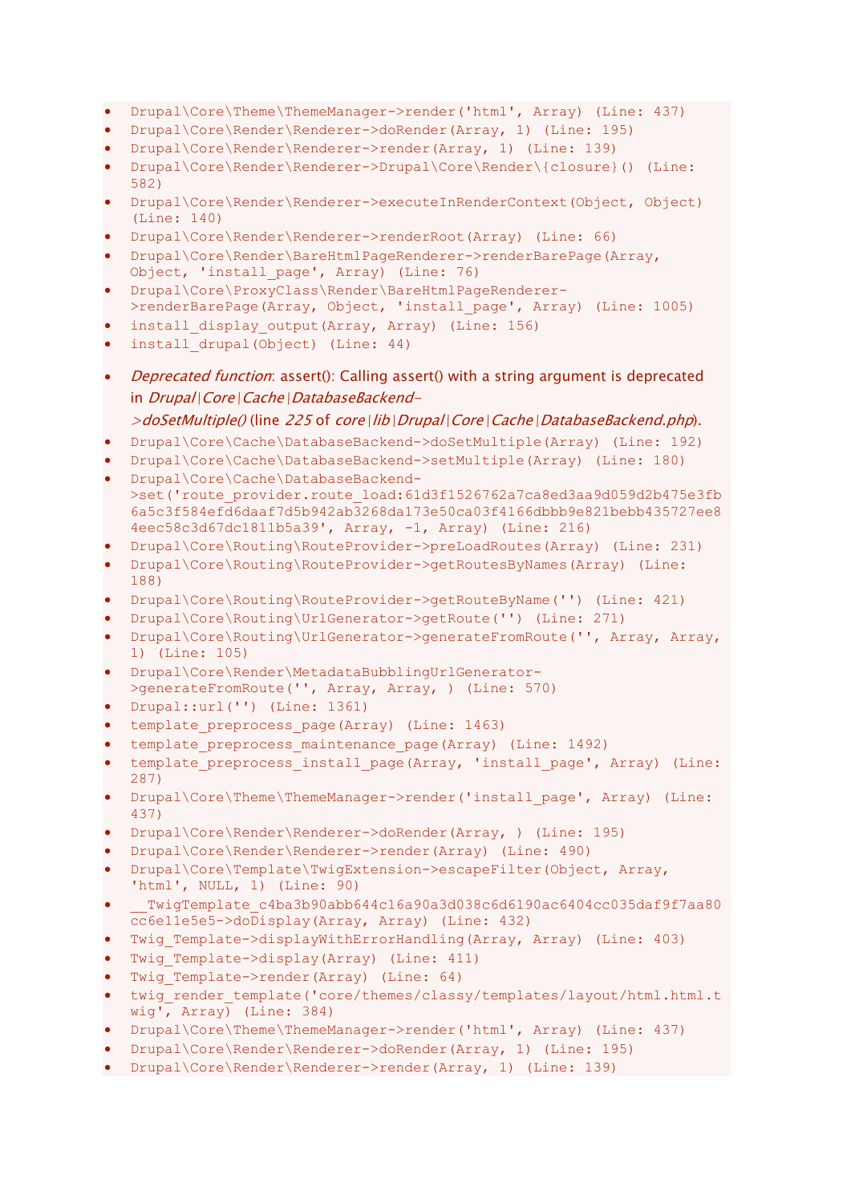- `Drupal\Core\Theme\ThemeManager->render('html', Array) (Line: 437)`
- `Drupal\Core\Render\Renderer->doRender(Array, 1) (Line: 195)`
- `Drupal\Core\Render\Renderer->render(Array, 1) (Line: 139)`
- `Drupal\Core\Render\Renderer->Drupal\Core\Render\{closure}() (Line: 582)`
- `Drupal\Core\Render\Renderer->executeInRenderContext(Object, Object) (Line: 140)`
- `Drupal\Core\Render\Renderer->renderRoot(Array) (Line: 66)`
- `Drupal\Core\Render\BareHtmlPageRenderer->renderBarePage(Array, Object, 'install_page', Array) (Line: 76)`
- `Drupal\Core\ProxyClass\Render\BareHtmlPageRenderer->renderBarePage(Array, Object, 'install_page', Array) (Line: 1005)`
- `install_display_output(Array, Array) (Line: 156)`
- `install_drupal(Object) (Line: 44)`

- *Deprecated function*: assert(): Calling assert() with a string argument is deprecated in *Drupal\Core\Cache\DatabaseBackend->doSetMultiple()* (line *225* of *core\lib\Drupal\Core\Cache\DatabaseBackend.php*).
- `Drupal\Core\Cache\DatabaseBackend->doSetMultiple(Array) (Line: 192)`
- `Drupal\Core\Cache\DatabaseBackend->setMultiple(Array) (Line: 180)`
- `Drupal\Core\Cache\DatabaseBackend->set('route_provider.route_load:61d3f1526762a7ca8ed3aa9d059d2b475e3fb6a5c3f584efd6daaf7d5b942ab3268da173e50ca03f4166dbbb9e821bebb435727ee84eec58c3d67dc1811b5a39', Array, -1, Array) (Line: 216)`
- `Drupal\Core\Routing\RouteProvider->preLoadRoutes(Array) (Line: 231)`
- `Drupal\Core\Routing\RouteProvider->getRoutesByNames(Array) (Line: 188)`
- `Drupal\Core\Routing\RouteProvider->getRouteByName('') (Line: 421)`
- `Drupal\Core\Routing\UrlGenerator->getRoute('') (Line: 271)`
- `Drupal\Core\Routing\UrlGenerator->generateFromRoute('', Array, Array, 1) (Line: 105)`
- `Drupal\Core\Render\MetadataBubblingUrlGenerator->generateFromRoute('', Array, Array, ) (Line: 570)`
- `Drupal::url('') (Line: 1361)`
- `template_preprocess_page(Array) (Line: 1463)`
- `template_preprocess_maintenance_page(Array) (Line: 1492)`
- `template_preprocess_install_page(Array, 'install_page', Array) (Line: 287)`
- `Drupal\Core\Theme\ThemeManager->render('install_page', Array) (Line: 437)`
- `Drupal\Core\Render\Renderer->doRender(Array, ) (Line: 195)`
- `Drupal\Core\Render\Renderer->render(Array) (Line: 490)`
- `Drupal\Core\Template\TwigExtension->escapeFilter(Object, Array, 'html', NULL, 1) (Line: 90)`
- `__TwigTemplate_c4ba3b90abb644c16a90a3d038c6d6190ac6404cc035daf9f7aa80cc6e11e5e5->doDisplay(Array, Array) (Line: 432)`
- `Twig_Template->displayWithErrorHandling(Array, Array) (Line: 403)`
- `Twig_Template->display(Array) (Line: 411)`
- `Twig_Template->render(Array) (Line: 64)`
- `twig_render_template('core/themes/classy/templates/layout/html.html.twig', Array) (Line: 384)`
- `Drupal\Core\Theme\ThemeManager->render('html', Array) (Line: 437)`
- `Drupal\Core\Render\Renderer->doRender(Array, 1) (Line: 195)`
- `Drupal\Core\Render\Renderer->render(Array, 1) (Line: 139)`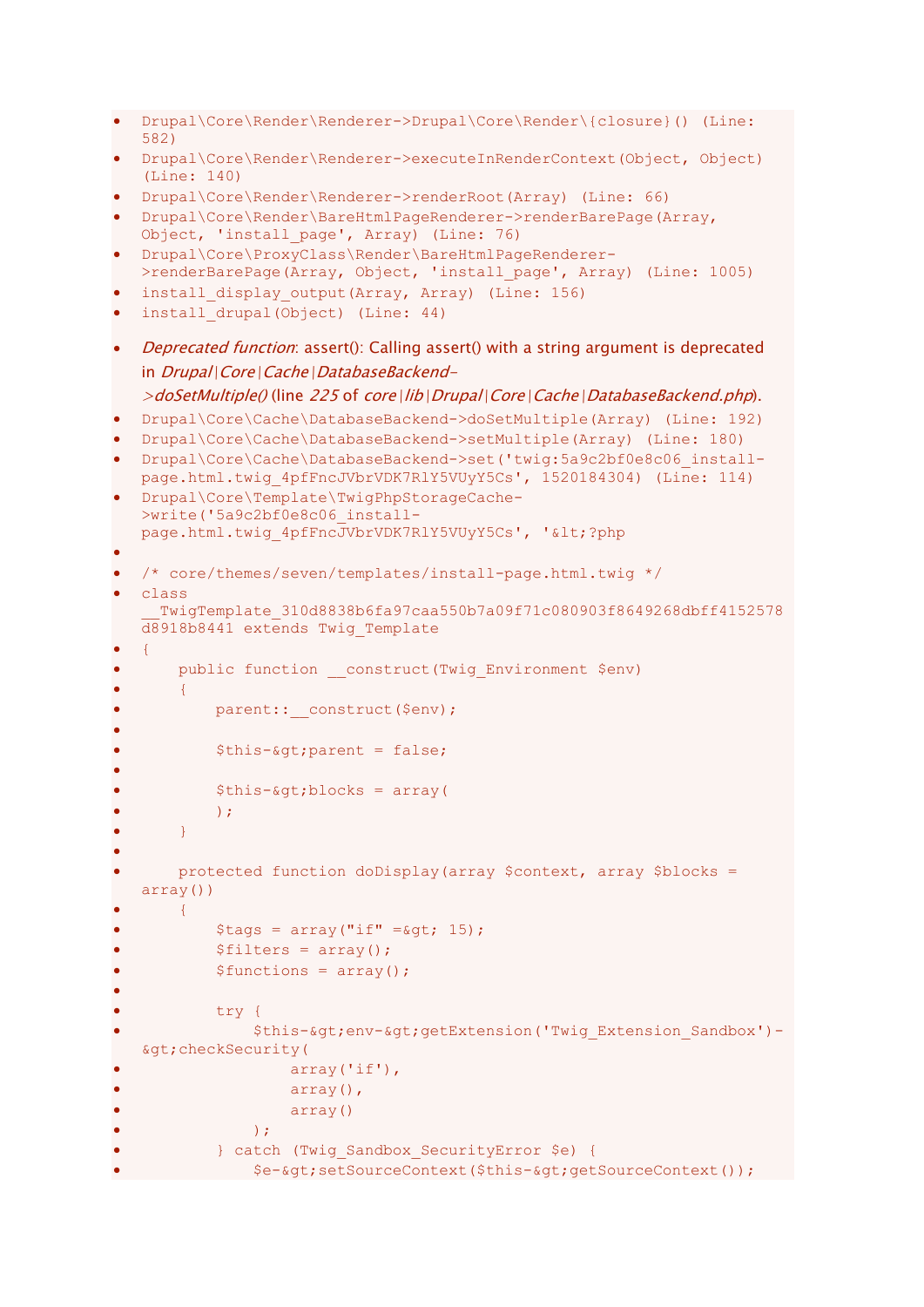- `Drupal\Core\Render\Renderer->Drupal\Core\Render\{closure}() (Line: 582)`
- `Drupal\Core\Render\Renderer->executeInRenderContext(Object, Object) (Line: 140)`
- `Drupal\Core\Render\Renderer->renderRoot(Array) (Line: 66)`
- `Drupal\Core\Render\BareHtmlPageRenderer->renderBarePage(Array, Object, 'install_page', Array) (Line: 76)`
- `Drupal\Core\ProxyClass\Render\BareHtmlPageRenderer->renderBarePage(Array, Object, 'install_page', Array) (Line: 1005)`
- `install_display_output(Array, Array) (Line: 156)`
- `install_drupal(Object) (Line: 44)`

- *Deprecated function*: assert(): Calling assert() with a string argument is deprecated in *Drupal|Core|Cache|DatabaseBackend->doSetMultiple()* (line *225* of *core|lib|Drupal|Core|Cache|DatabaseBackend.php*).
- `Drupal\Core\Cache\DatabaseBackend->doSetMultiple(Array) (Line: 192)`
- `Drupal\Core\Cache\DatabaseBackend->setMultiple(Array) (Line: 180)`
- `Drupal\Core\Cache\DatabaseBackend->set('twig:5a9c2bf0e8c06_install-page.html.twig_4pfFncJVbrVDK7RlY5VUyY5Cs', 1520184304) (Line: 114)`
- `Drupal\Core\Template\TwigPhpStorageCache->write('5a9c2bf0e8c06_install-page.html.twig_4pfFncJVbrVDK7RlY5VUyY5Cs', '&lt;?php`

```
/* core/themes/seven/templates/install-page.html.twig */
class __TwigTemplate_310d8838b6fa97caa550b7a09f71c080903f8649268dbff4152578d8918b8441 extends Twig_Template
{
    public function __construct(Twig_Environment $env)
    {
        parent::__construct($env);

        $this-&gt;parent = false;

        $this-&gt;blocks = array(
        );
    }

    protected function doDisplay(array $context, array $blocks = array())
    {
        $tags = array("if" =&gt; 15);
        $filters = array();
        $functions = array();

        try {
            $this-&gt;env-&gt;getExtension('Twig_Extension_Sandbox')-&gt;checkSecurity(
                array('if'),
                array(),
                array()
            );
        } catch (Twig_Sandbox_SecurityError $e) {
            $e-&gt;setSourceContext($this-&gt;getSourceContext());
```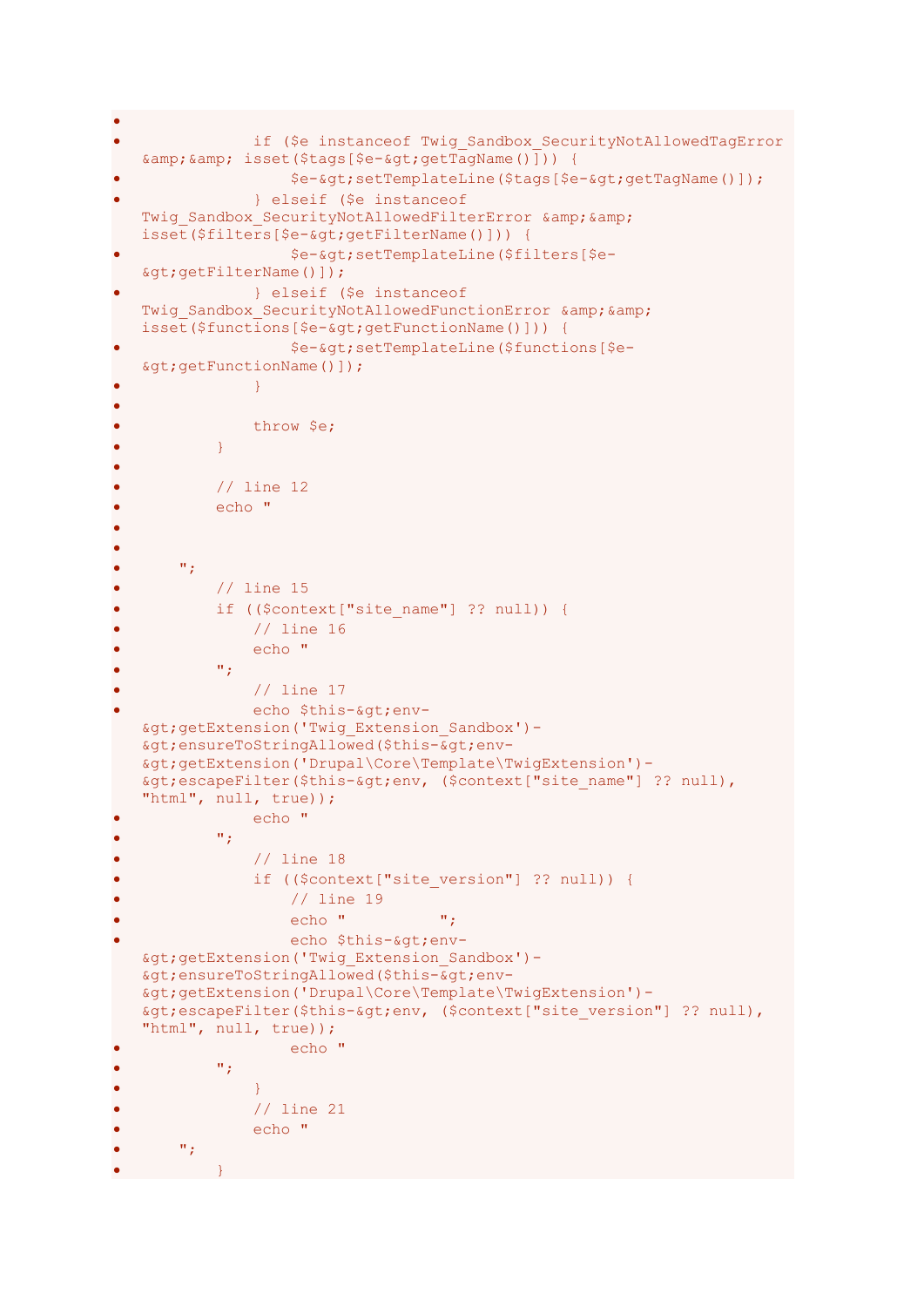```
            if ($e instanceof Twig_Sandbox_SecurityNotAllowedTagError &amp;&amp; isset($tags[$e-&gt;getTagName()])) {
                $e-&gt;setTemplateLine($tags[$e-&gt;getTagName()]);
            } elseif ($e instanceof Twig_Sandbox_SecurityNotAllowedFilterError &amp;&amp; isset($filters[$e-&gt;getFilterName()])) {
                $e-&gt;setTemplateLine($filters[$e-&gt;getFilterName()]);
            } elseif ($e instanceof Twig_Sandbox_SecurityNotAllowedFunctionError &amp;&amp; isset($functions[$e-&gt;getFunctionName()])) {
                $e-&gt;setTemplateLine($functions[$e-&gt;getFunctionName()]);
            }

            throw $e;
        }

        // line 12
        echo "


    ";
        // line 15
        if (($context["site_name"] ?? null)) {
            // line 16
            echo "
        ";
            // line 17
            echo $this-&gt;env-&gt;getExtension('Twig_Extension_Sandbox')-&gt;ensureToStringAllowed($this-&gt;env-&gt;getExtension('Drupal\Core\Template\TwigExtension')-&gt;escapeFilter($this-&gt;env, ($context["site_name"] ?? null), "html", null, true));
            echo "
        ";
            // line 18
            if (($context["site_version"] ?? null)) {
                // line 19
                echo "          ";
                echo $this-&gt;env-&gt;getExtension('Twig_Extension_Sandbox')-&gt;ensureToStringAllowed($this-&gt;env-&gt;getExtension('Drupal\Core\Template\TwigExtension')-&gt;escapeFilter($this-&gt;env, ($context["site_version"] ?? null), "html", null, true));
                echo "
        ";
            }
            // line 21
            echo "
    ";
        }
```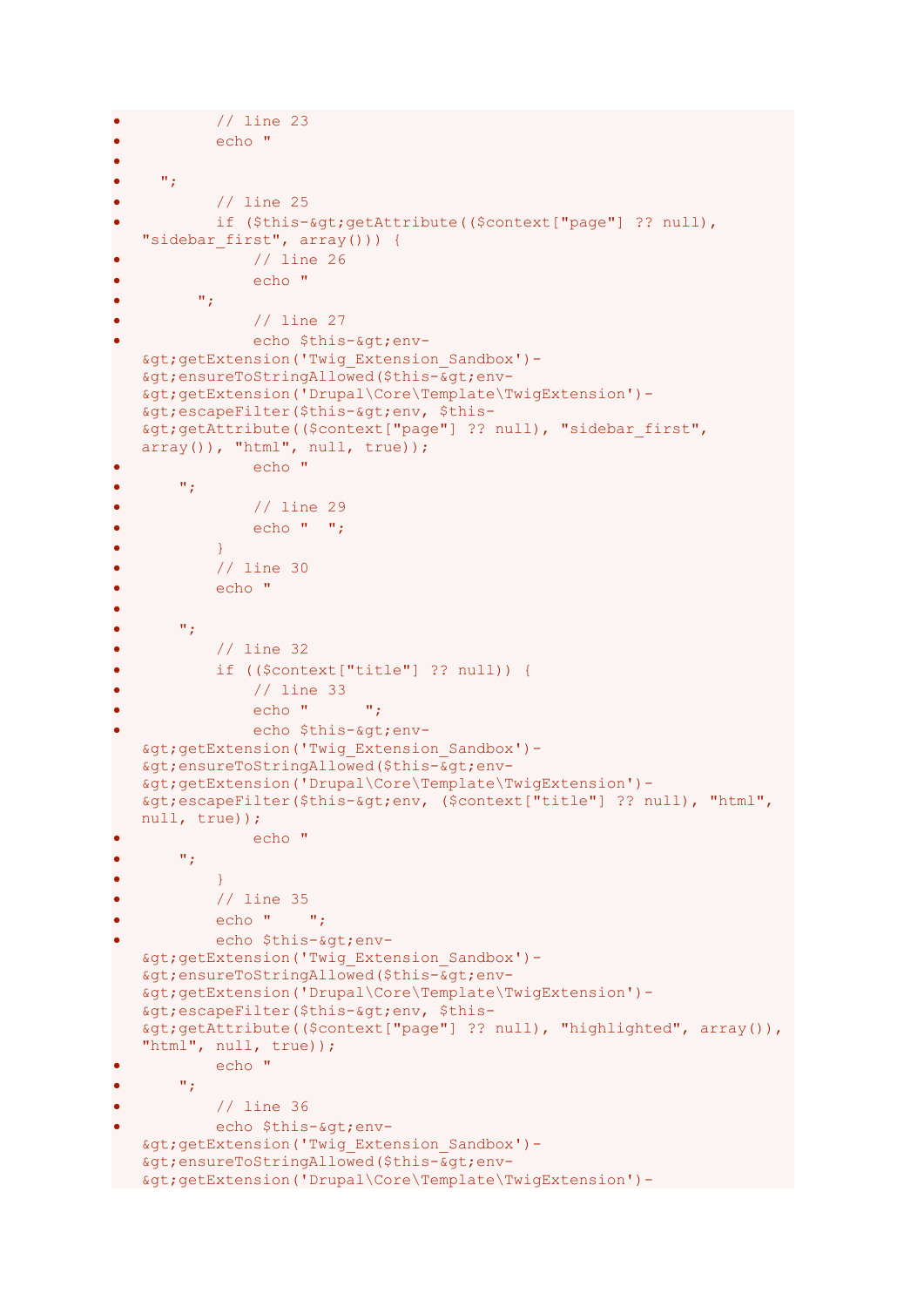- // line 23
- echo "
-
- ";
- // line 25
- if ($this-&gt;getAttribute(($context["page"] ?? null), "sidebar_first", array())) {
- // line 26
- echo "
- ";
- // line 27
- echo $this-&gt;env-&gt;getExtension('Twig_Extension_Sandbox')-&gt;ensureToStringAllowed($this-&gt;env-&gt;getExtension('Drupal\Core\Template\TwigExtension')-&gt;escapeFilter($this-&gt;env, $this-&gt;getAttribute(($context["page"] ?? null), "sidebar_first", array()), "html", null, true));
- echo "
- ";
- // line 29
- echo "  ";
- }
- // line 30
- echo "
-
- ";
- // line 32
- if (($context["title"] ?? null)) {
- // line 33
- echo "      ";
- echo $this-&gt;env-&gt;getExtension('Twig_Extension_Sandbox')-&gt;ensureToStringAllowed($this-&gt;env-&gt;getExtension('Drupal\Core\Template\TwigExtension')-&gt;escapeFilter($this-&gt;env, ($context["title"] ?? null), "html", null, true));
- echo "
- ";
- }
- // line 35
- echo "    ";
- echo $this-&gt;env-&gt;getExtension('Twig_Extension_Sandbox')-&gt;ensureToStringAllowed($this-&gt;env-&gt;getExtension('Drupal\Core\Template\TwigExtension')-&gt;escapeFilter($this-&gt;env, $this-&gt;getAttribute(($context["page"] ?? null), "highlighted", array()), "html", null, true));
- echo "
- ";
- // line 36
- echo $this-&gt;env-&gt;getExtension('Twig_Extension_Sandbox')-&gt;ensureToStringAllowed($this-&gt;env-&gt;getExtension('Drupal\Core\Template\TwigExtension')-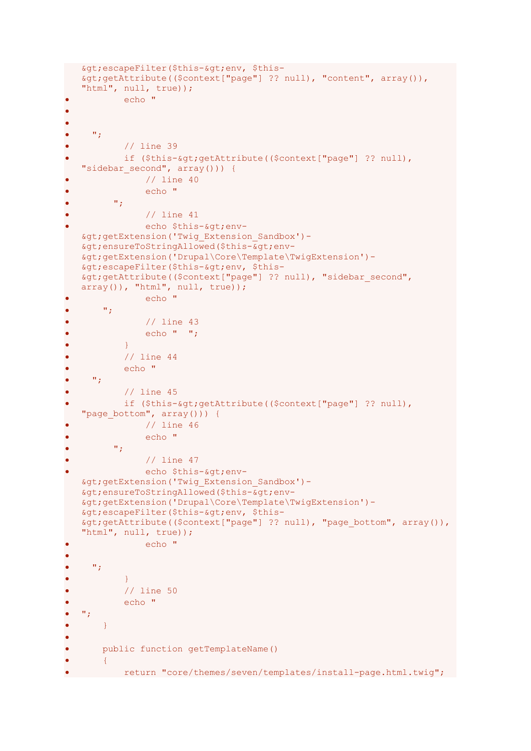```
&gt;escapeFilter($this-&gt;env, $this-&gt;getAttribute(($context["page"] ?? null), "content", array()), "html", null, true));
        echo "


  ";
        // line 39
        if ($this-&gt;getAttribute(($context["page"] ?? null), "sidebar_second", array())) {
            // line 40
            echo "
      ";
            // line 41
            echo $this-&gt;env-&gt;getExtension('Twig_Extension_Sandbox')-&gt;ensureToStringAllowed($this-&gt;env-&gt;getExtension('Drupal\Core\Template\TwigExtension')-&gt;escapeFilter($this-&gt;env, $this-&gt;getAttribute(($context["page"] ?? null), "sidebar_second", array()), "html", null, true));
            echo "
    ";
            // line 43
            echo "  ";
        }
        // line 44
        echo "
  ";
        // line 45
        if ($this-&gt;getAttribute(($context["page"] ?? null), "page_bottom", array())) {
            // line 46
            echo "
      ";
            // line 47
            echo $this-&gt;env-&gt;getExtension('Twig_Extension_Sandbox')-&gt;ensureToStringAllowed($this-&gt;env-&gt;getExtension('Drupal\Core\Template\TwigExtension')-&gt;escapeFilter($this-&gt;env, $this-&gt;getAttribute(($context["page"] ?? null), "page_bottom", array()), "html", null, true));
            echo "

  ";
        }
        // line 50
        echo "
";
    }

    public function getTemplateName()
    {
        return "core/themes/seven/templates/install-page.html.twig";
```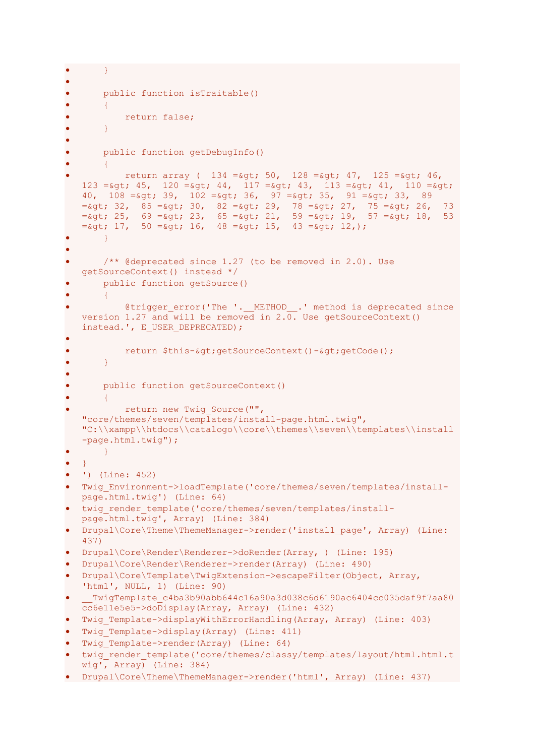- }
-
- public function isTraitable()
- {
- return false;
- }
-
- public function getDebugInfo()
- {
- return array ( 134 =&gt; 50, 128 =&gt; 47, 125 =&gt; 46, 123 =&gt; 45, 120 =&gt; 44, 117 =&gt; 43, 113 =&gt; 41, 110 =&gt; 40, 108 =&gt; 39, 102 =&gt; 36, 97 =&gt; 35, 91 =&gt; 33, 89 =&gt; 32, 85 =&gt; 30, 82 =&gt; 29, 78 =&gt; 27, 75 =&gt; 26, 73 =&gt; 25, 69 =&gt; 23, 65 =&gt; 21, 59 =&gt; 19, 57 =&gt; 18, 53 =&gt; 17, 50 =&gt; 16, 48 =&gt; 15, 43 =&gt; 12,);
- }
-
- /** @deprecated since 1.27 (to be removed in 2.0). Use getSourceContext() instead */
- public function getSource()
- {
- @trigger_error('The '.__METHOD__.' method is deprecated since version 1.27 and will be removed in 2.0. Use getSourceContext() instead.', E_USER_DEPRECATED);
-
- return $this-&gt;getSourceContext()-&gt;getCode();
- }
-
- public function getSourceContext()
- {
- return new Twig_Source("", "core/themes/seven/templates/install-page.html.twig", "C:\\xampp\\htdocs\\catalogo\\core\\themes\\seven\\templates\\install-page.html.twig");
- }
- }
- ') (Line: 452)
- Twig_Environment->loadTemplate('core/themes/seven/templates/install-page.html.twig') (Line: 64)
- twig_render_template('core/themes/seven/templates/install-page.html.twig', Array) (Line: 384)
- Drupal\Core\Theme\ThemeManager->render('install_page', Array) (Line: 437)
- Drupal\Core\Render\Renderer->doRender(Array, ) (Line: 195)
- Drupal\Core\Render\Renderer->render(Array) (Line: 490)
- Drupal\Core\Template\TwigExtension->escapeFilter(Object, Array, 'html', NULL, 1) (Line: 90)
- __TwigTemplate_c4ba3b90abb644c16a90a3d038c6d6190ac6404cc035daf9f7aa80cc6e11e5e5->doDisplay(Array, Array) (Line: 432)
- Twig_Template->displayWithErrorHandling(Array, Array) (Line: 403)
- Twig_Template->display(Array) (Line: 411)
- Twig_Template->render(Array) (Line: 64)
- twig_render_template('core/themes/classy/templates/layout/html.html.twig', Array) (Line: 384)
- Drupal\Core\Theme\ThemeManager->render('html', Array) (Line: 437)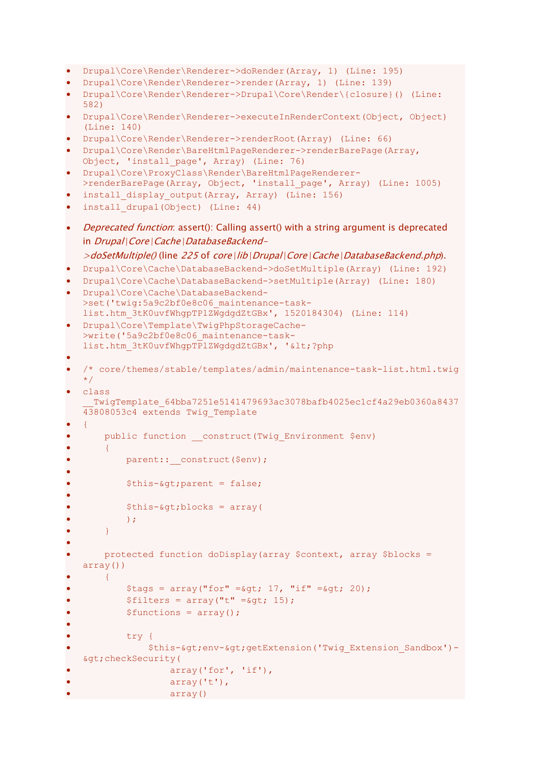- `Drupal\Core\Render\Renderer->doRender(Array, 1) (Line: 195)`
- `Drupal\Core\Render\Renderer->render(Array, 1) (Line: 139)`
- `Drupal\Core\Render\Renderer->Drupal\Core\Render\{closure}() (Line: 582)`
- `Drupal\Core\Render\Renderer->executeInRenderContext(Object, Object) (Line: 140)`
- `Drupal\Core\Render\Renderer->renderRoot(Array) (Line: 66)`
- `Drupal\Core\Render\BareHtmlPageRenderer->renderBarePage(Array, Object, 'install_page', Array) (Line: 76)`
- `Drupal\Core\ProxyClass\Render\BareHtmlPageRenderer->renderBarePage(Array, Object, 'install_page', Array) (Line: 1005)`
- `install_display_output(Array, Array) (Line: 156)`
- `install_drupal(Object) (Line: 44)`

- *Deprecated function*: assert(): Calling assert() with a string argument is deprecated in *Drupal|Core|Cache|DatabaseBackend->doSetMultiple()* (line *225* of *core|lib|Drupal|Core|Cache|DatabaseBackend.php*).
- `Drupal\Core\Cache\DatabaseBackend->doSetMultiple(Array) (Line: 192)`
- `Drupal\Core\Cache\DatabaseBackend->setMultiple(Array) (Line: 180)`
- `Drupal\Core\Cache\DatabaseBackend->set('twig:5a9c2bf0e8c06_maintenance-task-list.htm_3tK0uvfWhgpTPlZWgdgdZtGBx', 1520184304) (Line: 114)`
- `Drupal\Core\Template\TwigPhpStorageCache->write('5a9c2bf0e8c06_maintenance-task-list.htm_3tK0uvfWhgpTPlZWgdgdZtGBx', '&lt;?php`
- 
- `/* core/themes/stable/templates/admin/maintenance-task-list.html.twig */`
- `class __TwigTemplate_64bba7251e5141479693ac3078bafb4025ec1cf4a29eb0360a843743808053c4 extends Twig_Template`
- `{`
- `    public function __construct(Twig_Environment $env)`
- `    {`
- `        parent::__construct($env);`
- 
- `        $this-&gt;parent = false;`
- 
- `        $this-&gt;blocks = array(`
- `        );`
- `    }`
- 
- `    protected function doDisplay(array $context, array $blocks = array())`
- `    {`
- `        $tags = array("for" =&gt; 17, "if" =&gt; 20);`
- `        $filters = array("t" =&gt; 15);`
- `        $functions = array();`
- 
- `        try {`
- `            $this-&gt;env-&gt;getExtension('Twig_Extension_Sandbox')-&gt;checkSecurity(`
- `                array('for', 'if'),`
- `                array('t'),`
- `                array()`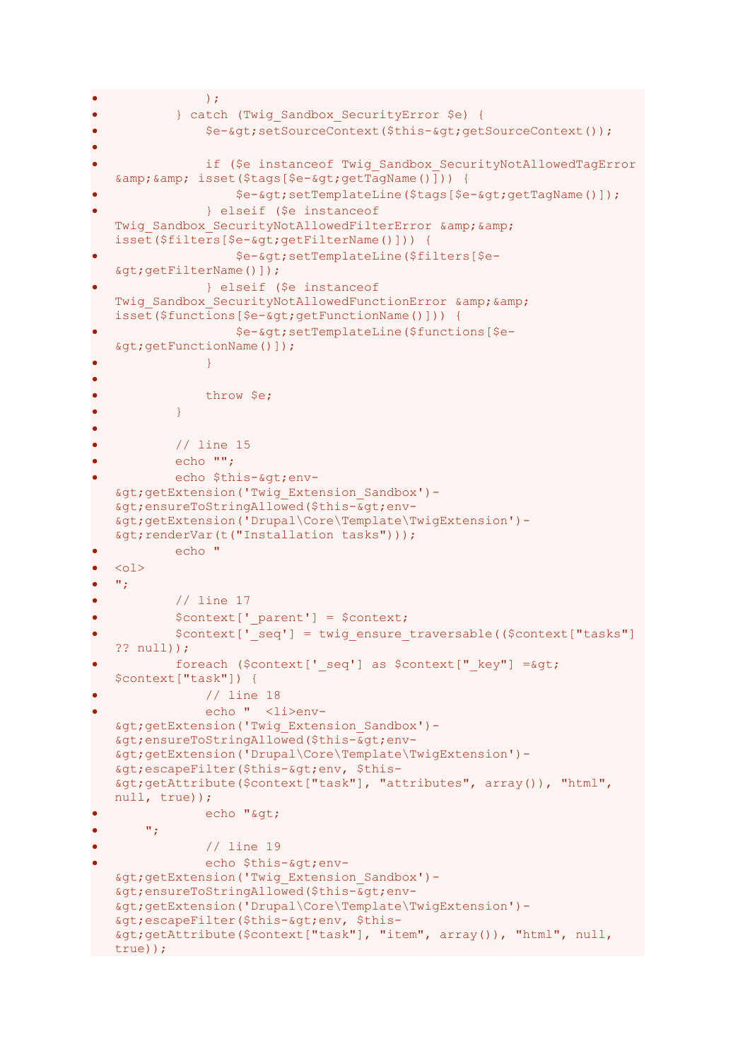```
•             );
•         } catch (Twig_Sandbox_SecurityError $e) {
•             $e-&gt;setSourceContext($this-&gt;getSourceContext());
•
•             if ($e instanceof Twig_Sandbox_SecurityNotAllowedTagError &amp;&amp; isset($tags[$e-&gt;getTagName()])) {
•                 $e-&gt;setTemplateLine($tags[$e-&gt;getTagName()]);
•             } elseif ($e instanceof Twig_Sandbox_SecurityNotAllowedFilterError &amp;&amp; isset($filters[$e-&gt;getFilterName()])) {
•                 $e-&gt;setTemplateLine($filters[$e-&gt;getFilterName()]);
•             } elseif ($e instanceof Twig_Sandbox_SecurityNotAllowedFunctionError &amp;&amp; isset($functions[$e-&gt;getFunctionName()])) {
•                 $e-&gt;setTemplateLine($functions[$e-&gt;getFunctionName()]);
•             }
•
•             throw $e;
•         }
•
•         // line 15
•         echo "";
•         echo $this-&gt;env-&gt;getExtension('Twig_Extension_Sandbox')-&gt;ensureToStringAllowed($this-&gt;env-&gt;getExtension('Drupal\Core\Template\TwigExtension')-&gt;renderVar(t("Installation tasks")));
•         echo "
• <ol>
• ";
•         // line 17
•         $context['_parent'] = $context;
•         $context['_seq'] = twig_ensure_traversable(($context["tasks"] ?? null));
•         foreach ($context['_seq'] as $context["_key"] =&gt; $context["task"]) {
•             // line 18
•             echo "  <li>env-&gt;getExtension('Twig_Extension_Sandbox')-&gt;ensureToStringAllowed($this-&gt;env-&gt;getExtension('Drupal\Core\Template\TwigExtension')-&gt;escapeFilter($this-&gt;env, $this-&gt;getAttribute($context["task"], "attributes", array()), "html", null, true));
•             echo "&gt;
•     ";
•             // line 19
•             echo $this-&gt;env-&gt;getExtension('Twig_Extension_Sandbox')-&gt;ensureToStringAllowed($this-&gt;env-&gt;getExtension('Drupal\Core\Template\TwigExtension')-&gt;escapeFilter($this-&gt;env, $this-&gt;getAttribute($context["task"], "item", array()), "html", null, true));
```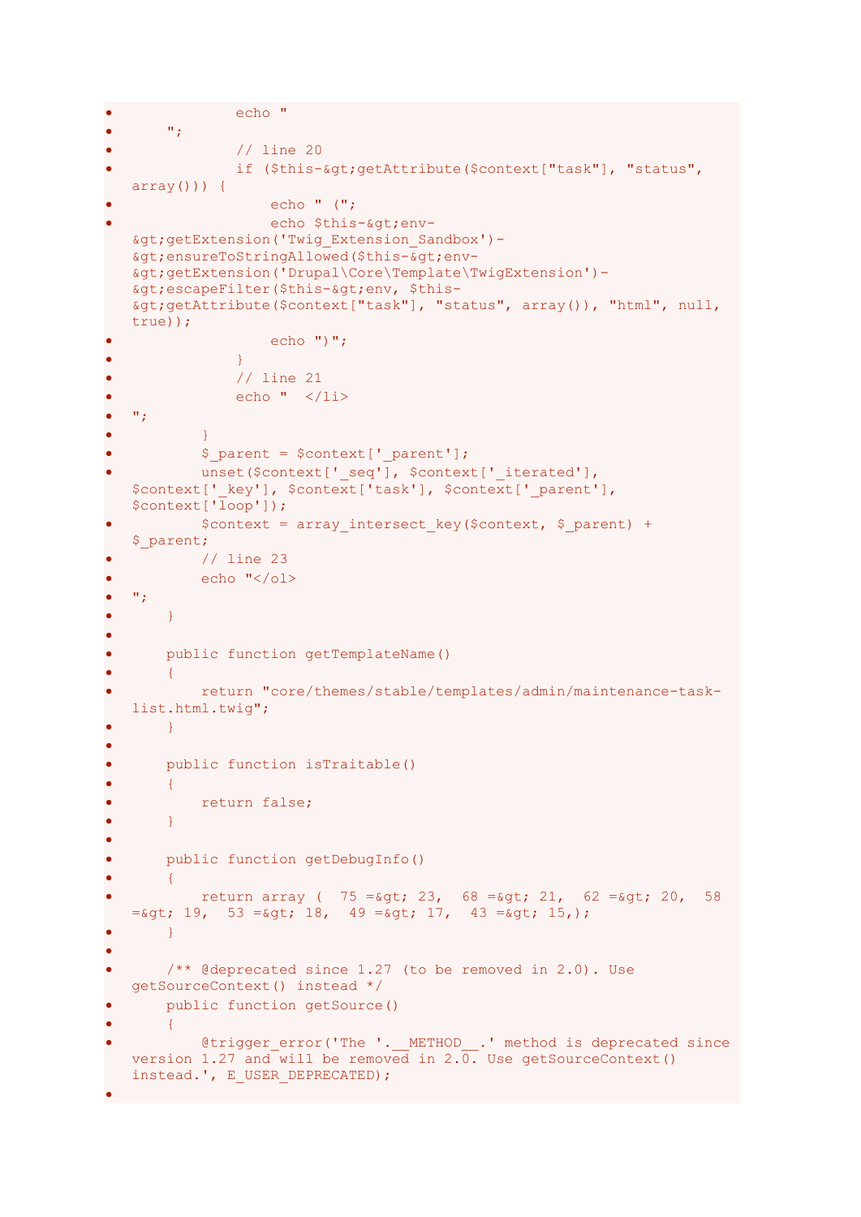```
            echo "
    ";
            // line 20
            if ($this-&gt;getAttribute($context["task"], "status", array())) {
                echo " (";
                echo $this-&gt;env-&gt;getExtension('Twig_Extension_Sandbox')-&gt;ensureToStringAllowed($this-&gt;env-&gt;getExtension('Drupal\Core\Template\TwigExtension')-&gt;escapeFilter($this-&gt;env, $this-&gt;getAttribute($context["task"], "status", array()), "html", null, true));
                echo ")";
            }
            // line 21
            echo "  </li>
";
        }
        $_parent = $context['_parent'];
        unset($context['_seq'], $context['_iterated'], $context['_key'], $context['task'], $context['_parent'], $context['loop']);
        $context = array_intersect_key($context, $_parent) + $_parent;
        // line 23
        echo "</ol>
";
    }

    public function getTemplateName()
    {
        return "core/themes/stable/templates/admin/maintenance-task-list.html.twig";
    }

    public function isTraitable()
    {
        return false;
    }

    public function getDebugInfo()
    {
        return array (  75 =&gt; 23,  68 =&gt; 21,  62 =&gt; 20,  58 =&gt; 19,  53 =&gt; 18,  49 =&gt; 17,  43 =&gt; 15,);
    }

    /** @deprecated since 1.27 (to be removed in 2.0). Use getSourceContext() instead */
    public function getSource()
    {
        @trigger_error('The '.__METHOD__.' method is deprecated since version 1.27 and will be removed in 2.0. Use getSourceContext() instead.', E_USER_DEPRECATED);

```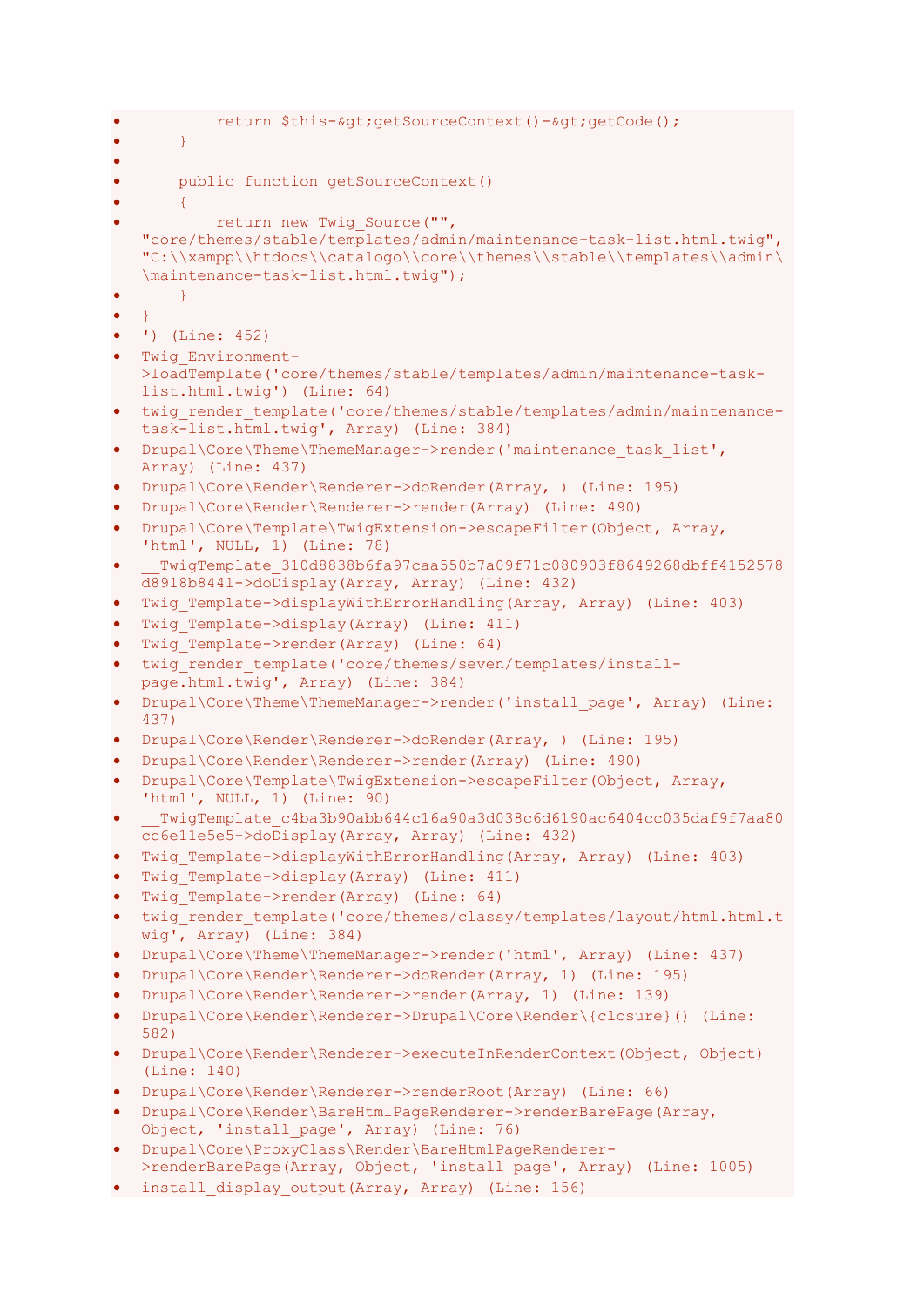- return $this-&gt;getSourceContext()-&gt;getCode();
- }
- 
- public function getSourceContext()
- {
- return new Twig_Source("", "core/themes/stable/templates/admin/maintenance-task-list.html.twig", "C:\\xampp\\htdocs\\catalogo\\core\\themes\\stable\\templates\\admin\\maintenance-task-list.html.twig");
- }
- }
- ') (Line: 452)
- Twig_Environment->loadTemplate('core/themes/stable/templates/admin/maintenance-task-list.html.twig') (Line: 64)
- twig_render_template('core/themes/stable/templates/admin/maintenance-task-list.html.twig', Array) (Line: 384)
- Drupal\Core\Theme\ThemeManager->render('maintenance_task_list', Array) (Line: 437)
- Drupal\Core\Render\Renderer->doRender(Array, ) (Line: 195)
- Drupal\Core\Render\Renderer->render(Array) (Line: 490)
- Drupal\Core\Template\TwigExtension->escapeFilter(Object, Array, 'html', NULL, 1) (Line: 78)
- __TwigTemplate_310d8838b6fa97caa550b7a09f71c080903f8649268dbff4152578d8918b8441->doDisplay(Array, Array) (Line: 432)
- Twig_Template->displayWithErrorHandling(Array, Array) (Line: 403)
- Twig_Template->display(Array) (Line: 411)
- Twig_Template->render(Array) (Line: 64)
- twig_render_template('core/themes/seven/templates/install-page.html.twig', Array) (Line: 384)
- Drupal\Core\Theme\ThemeManager->render('install_page', Array) (Line: 437)
- Drupal\Core\Render\Renderer->doRender(Array, ) (Line: 195)
- Drupal\Core\Render\Renderer->render(Array) (Line: 490)
- Drupal\Core\Template\TwigExtension->escapeFilter(Object, Array, 'html', NULL, 1) (Line: 90)
- __TwigTemplate_c4ba3b90abb644c16a90a3d038c6d6190ac6404cc035daf9f7aa80cc6e11e5e5->doDisplay(Array, Array) (Line: 432)
- Twig_Template->displayWithErrorHandling(Array, Array) (Line: 403)
- Twig_Template->display(Array) (Line: 411)
- Twig_Template->render(Array) (Line: 64)
- twig_render_template('core/themes/classy/templates/layout/html.html.twig', Array) (Line: 384)
- Drupal\Core\Theme\ThemeManager->render('html', Array) (Line: 437)
- Drupal\Core\Render\Renderer->doRender(Array, 1) (Line: 195)
- Drupal\Core\Render\Renderer->render(Array, 1) (Line: 139)
- Drupal\Core\Render\Renderer->Drupal\Core\Render\{closure}() (Line: 582)
- Drupal\Core\Render\Renderer->executeInRenderContext(Object, Object) (Line: 140)
- Drupal\Core\Render\Renderer->renderRoot(Array) (Line: 66)
- Drupal\Core\Render\BareHtmlPageRenderer->renderBarePage(Array, Object, 'install_page', Array) (Line: 76)
- Drupal\Core\ProxyClass\Render\BareHtmlPageRenderer->renderBarePage(Array, Object, 'install_page', Array) (Line: 1005)
- install_display_output(Array, Array) (Line: 156)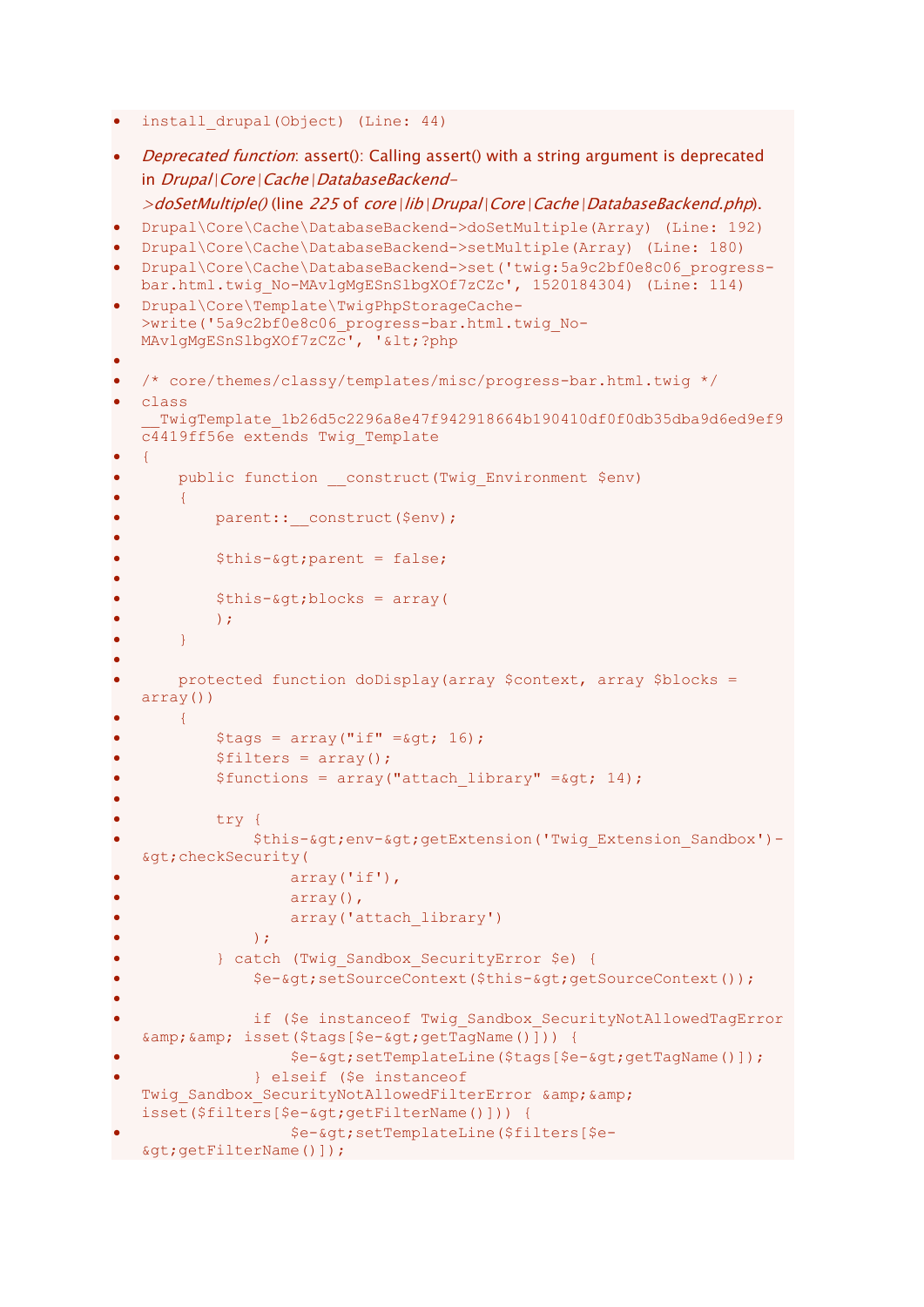- `install_drupal(Object) (Line: 44)`
- *Deprecated function*: assert(): Calling assert() with a string argument is deprecated in *Drupal|Core|Cache|DatabaseBackend->doSetMultiple()* (line *225* of *core|lib|Drupal|Core|Cache|DatabaseBackend.php*).
- `Drupal\Core\Cache\DatabaseBackend->doSetMultiple(Array) (Line: 192)`
- `Drupal\Core\Cache\DatabaseBackend->setMultiple(Array) (Line: 180)`
- `Drupal\Core\Cache\DatabaseBackend->set('twig:5a9c2bf0e8c06_progress-bar.html.twig_No-MAvlgMgESnSlbgXOf7zCZc', 1520184304) (Line: 114)`
- `Drupal\Core\Template\TwigPhpStorageCache->write('5a9c2bf0e8c06_progress-bar.html.twig_No-MAvlgMgESnSlbgXOf7zCZc', '&lt;?php`
- 
- `/* core/themes/classy/templates/misc/progress-bar.html.twig */`
- `class __TwigTemplate_1b26d5c2296a8e47f942918664b190410df0f0db35dba9d6ed9ef9c4419ff56e extends Twig_Template`
- `{`
- `    public function __construct(Twig_Environment $env)`
- `    {`
- `        parent::__construct($env);`
- 
- `        $this-&gt;parent = false;`
- 
- `        $this-&gt;blocks = array(`
- `        );`
- `    }`
- 
- `    protected function doDisplay(array $context, array $blocks = array())`
- `    {`
- `        $tags = array("if" =&gt; 16);`
- `        $filters = array();`
- `        $functions = array("attach_library" =&gt; 14);`
- 
- `        try {`
- `            $this-&gt;env-&gt;getExtension('Twig_Extension_Sandbox')-&gt;checkSecurity(`
- `                array('if'),`
- `                array(),`
- `                array('attach_library')`
- `            );`
- `        } catch (Twig_Sandbox_SecurityError $e) {`
- `            $e-&gt;setSourceContext($this-&gt;getSourceContext());`
- 
- `            if ($e instanceof Twig_Sandbox_SecurityNotAllowedTagError &amp;&amp; isset($tags[$e-&gt;getTagName()])) {`
- `                $e-&gt;setTemplateLine($tags[$e-&gt;getTagName()]);`
- `            } elseif ($e instanceof Twig_Sandbox_SecurityNotAllowedFilterError &amp;&amp; isset($filters[$e-&gt;getFilterName()])) {`
- `                $e-&gt;setTemplateLine($filters[$e-&gt;getFilterName()]);`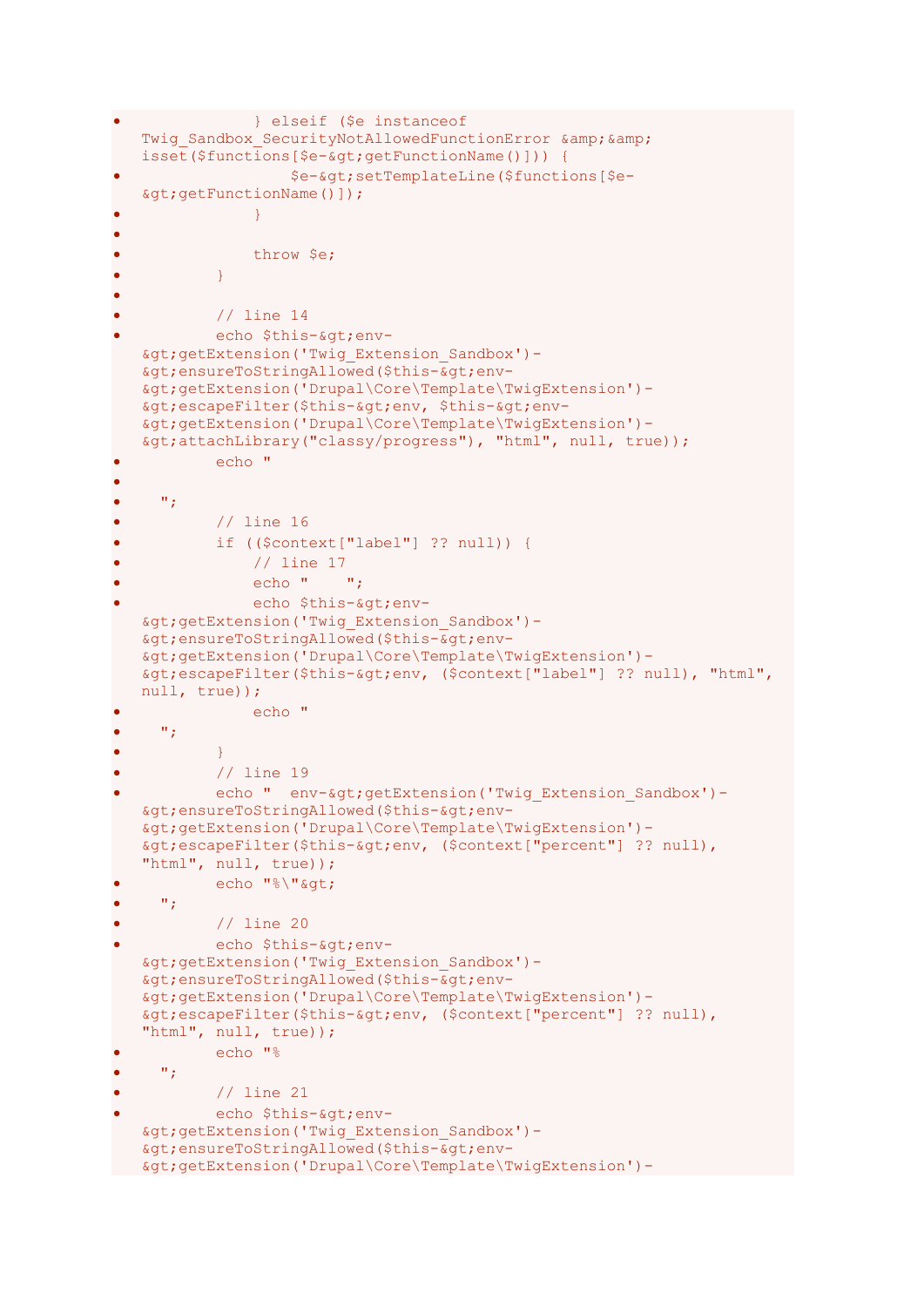- ```
              } elseif ($e instanceof Twig_Sandbox_SecurityNotAllowedFunctionError &amp;&amp; isset($functions[$e-&gt;getFunctionName()])) {
```
- ```
                  $e-&gt;setTemplateLine($functions[$e-&gt;getFunctionName()]);
```
- ```
              }
```
- 
- ```
              throw $e;
```
- ```
          }
```
- 
- ```
          // line 14
```
- ```
          echo $this-&gt;env-&gt;getExtension('Twig_Extension_Sandbox')-&gt;ensureToStringAllowed($this-&gt;env-&gt;getExtension('Drupal\Core\Template\TwigExtension')-&gt;escapeFilter($this-&gt;env, $this-&gt;env-&gt;getExtension('Drupal\Core\Template\TwigExtension')-&gt;attachLibrary("classy/progress"), "html", null, true));
```
- ```
          echo "
```
- 
- ```
    ";
```
- ```
          // line 16
```
- ```
          if (($context["label"] ?? null)) {
```
- ```
              // line 17
```
- ```
              echo "    ";
```
- ```
              echo $this-&gt;env-&gt;getExtension('Twig_Extension_Sandbox')-&gt;ensureToStringAllowed($this-&gt;env-&gt;getExtension('Drupal\Core\Template\TwigExtension')-&gt;escapeFilter($this-&gt;env, ($context["label"] ?? null), "html", null, true));
```
- ```
              echo "
```
- ```
    ";
```
- ```
          }
```
- ```
          // line 19
```
- ```
          echo "  env-&gt;getExtension('Twig_Extension_Sandbox')-&gt;ensureToStringAllowed($this-&gt;env-&gt;getExtension('Drupal\Core\Template\TwigExtension')-&gt;escapeFilter($this-&gt;env, ($context["percent"] ?? null), "html", null, true));
```
- ```
          echo "%\"&gt;
```
- ```
    ";
```
- ```
          // line 20
```
- ```
          echo $this-&gt;env-&gt;getExtension('Twig_Extension_Sandbox')-&gt;ensureToStringAllowed($this-&gt;env-&gt;getExtension('Drupal\Core\Template\TwigExtension')-&gt;escapeFilter($this-&gt;env, ($context["percent"] ?? null), "html", null, true));
```
- ```
          echo "%
```
- ```
    ";
```
- ```
          // line 21
```
- ```
          echo $this-&gt;env-&gt;getExtension('Twig_Extension_Sandbox')-&gt;ensureToStringAllowed($this-&gt;env-&gt;getExtension('Drupal\Core\Template\TwigExtension')-
```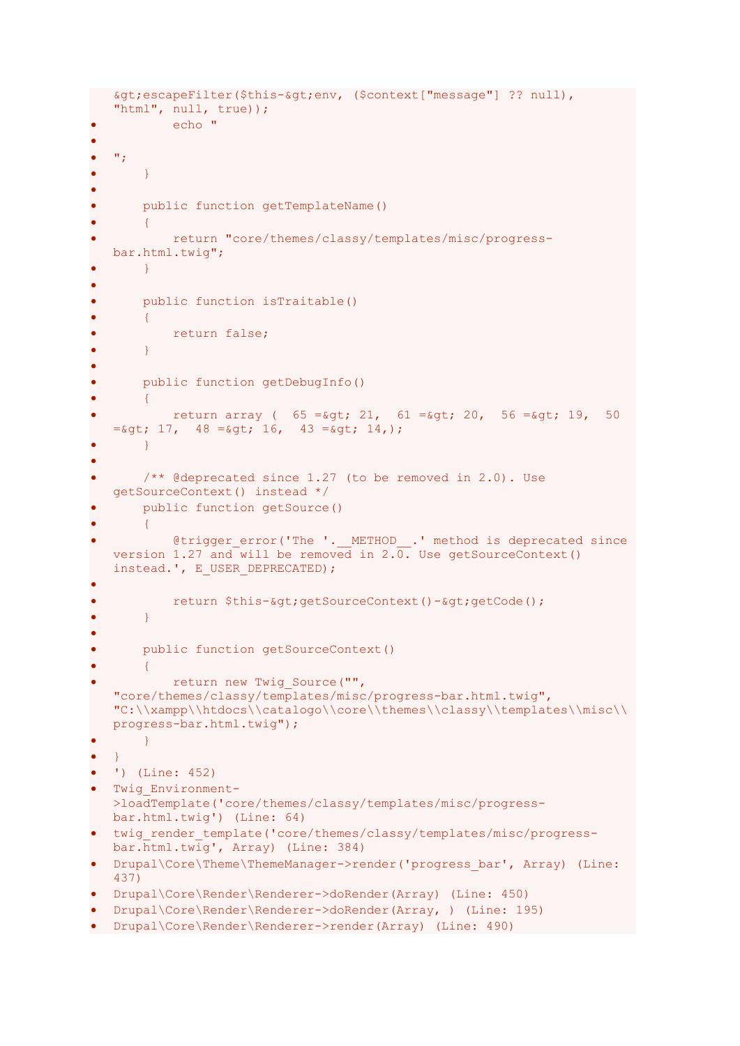- &gt;escapeFilter($this-&gt;env, ($context["message"] ?? null), "html", null, true));
- echo "
- 
- ";
- }
- 
- public function getTemplateName()
- {
- return "core/themes/classy/templates/misc/progress-bar.html.twig";
- }
- 
- public function isTraitable()
- {
- return false;
- }
- 
- public function getDebugInfo()
- {
- return array (  65 =&gt; 21,  61 =&gt; 20,  56 =&gt; 19,  50 =&gt; 17,  48 =&gt; 16,  43 =&gt; 14,);
- }
- 
- /** @deprecated since 1.27 (to be removed in 2.0). Use getSourceContext() instead */
- public function getSource()
- {
- @trigger_error('The '.__METHOD__.' method is deprecated since version 1.27 and will be removed in 2.0. Use getSourceContext() instead.', E_USER_DEPRECATED);
- 
- return $this-&gt;getSourceContext()-&gt;getCode();
- }
- 
- public function getSourceContext()
- {
- return new Twig_Source("", "core/themes/classy/templates/misc/progress-bar.html.twig", "C:\\xampp\\htdocs\\catalogo\\core\\themes\\classy\\templates\\misc\\progress-bar.html.twig");
- }
- }
- ') (Line: 452)
- Twig_Environment->loadTemplate('core/themes/classy/templates/misc/progress-bar.html.twig') (Line: 64)
- twig_render_template('core/themes/classy/templates/misc/progress-bar.html.twig', Array) (Line: 384)
- Drupal\Core\Theme\ThemeManager->render('progress_bar', Array) (Line: 437)
- Drupal\Core\Render\Renderer->doRender(Array) (Line: 450)
- Drupal\Core\Render\Renderer->doRender(Array, ) (Line: 195)
- Drupal\Core\Render\Renderer->render(Array) (Line: 490)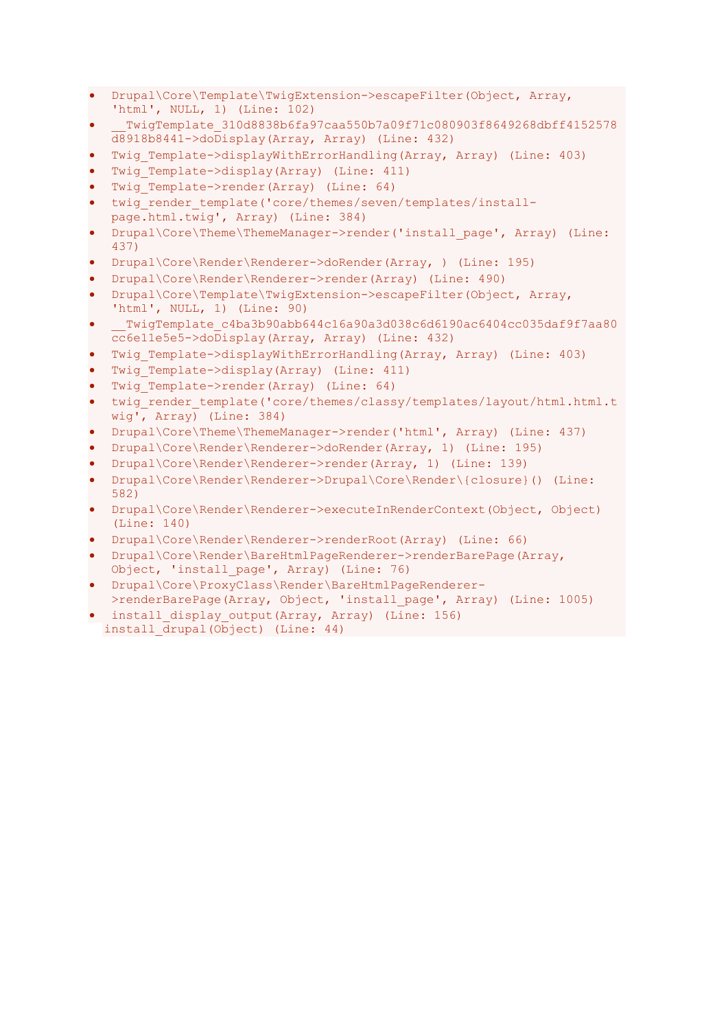- Drupal\Core\Template\TwigExtension->escapeFilter(Object, Array, 'html', NULL, 1) (Line: 102)
- __TwigTemplate_310d8838b6fa97caa550b7a09f71c080903f8649268dbff4152578d8918b8441->doDisplay(Array, Array) (Line: 432)
- Twig_Template->displayWithErrorHandling(Array, Array) (Line: 403)
- Twig_Template->display(Array) (Line: 411)
- Twig_Template->render(Array) (Line: 64)
- twig_render_template('core/themes/seven/templates/install-page.html.twig', Array) (Line: 384)
- Drupal\Core\Theme\ThemeManager->render('install_page', Array) (Line: 437)
- Drupal\Core\Render\Renderer->doRender(Array, ) (Line: 195)
- Drupal\Core\Render\Renderer->render(Array) (Line: 490)
- Drupal\Core\Template\TwigExtension->escapeFilter(Object, Array, 'html', NULL, 1) (Line: 90)
- __TwigTemplate_c4ba3b90abb644c16a90a3d038c6d6190ac6404cc035daf9f7aa80cc6e11e5e5->doDisplay(Array, Array) (Line: 432)
- Twig_Template->displayWithErrorHandling(Array, Array) (Line: 403)
- Twig_Template->display(Array) (Line: 411)
- Twig_Template->render(Array) (Line: 64)
- twig_render_template('core/themes/classy/templates/layout/html.html.twig', Array) (Line: 384)
- Drupal\Core\Theme\ThemeManager->render('html', Array) (Line: 437)
- Drupal\Core\Render\Renderer->doRender(Array, 1) (Line: 195)
- Drupal\Core\Render\Renderer->render(Array, 1) (Line: 139)
- Drupal\Core\Render\Renderer->Drupal\Core\Render\{closure}() (Line: 582)
- Drupal\Core\Render\Renderer->executeInRenderContext(Object, Object) (Line: 140)
- Drupal\Core\Render\Renderer->renderRoot(Array) (Line: 66)
- Drupal\Core\Render\BareHtmlPageRenderer->renderBarePage(Array, Object, 'install_page', Array) (Line: 76)
- Drupal\Core\ProxyClass\Render\BareHtmlPageRenderer->renderBarePage(Array, Object, 'install_page', Array) (Line: 1005)
- install_display_output(Array, Array) (Line: 156)

install_drupal(Object) (Line: 44)